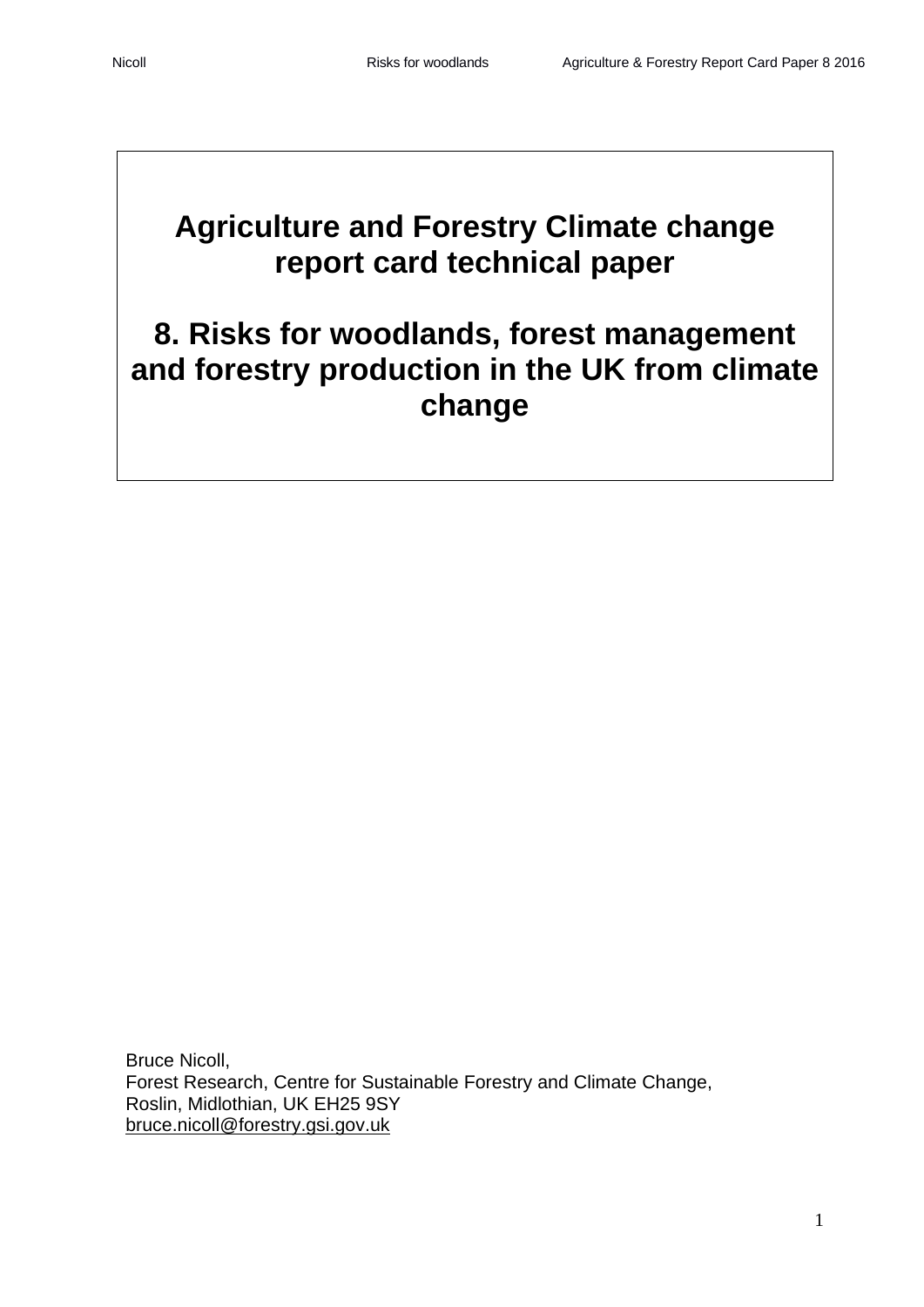# Agriculture and Forestry Climate change report card technical paper

# 8. Risks for woodlands, forest management and forestry production in the UK from climate change

Bruce Nicoll,
Forest Research, Centre for Sustainable Forestry and Climate Change,
Roslin, Midlothian, UK EH25 9SY
bruce.nicoll@forestry.gsi.gov.uk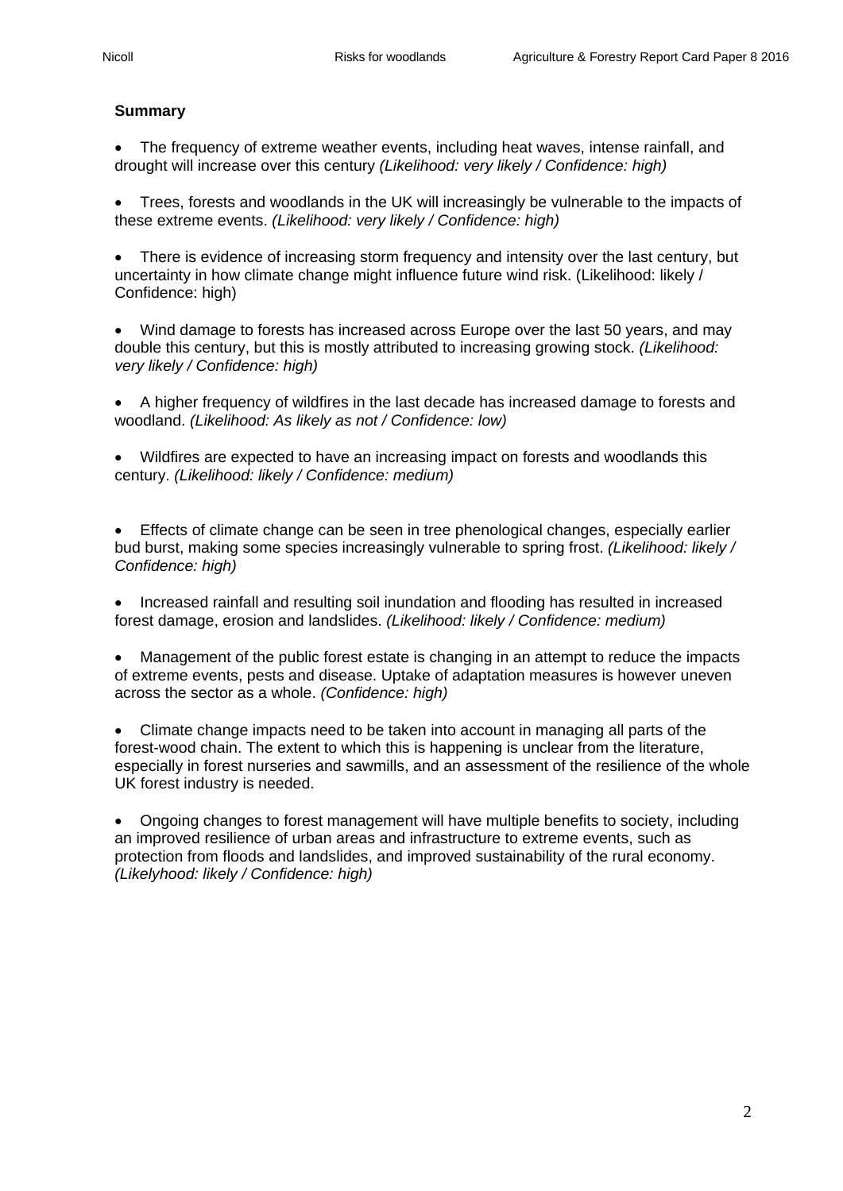**Summary**

- The frequency of extreme weather events, including heat waves, intense rainfall, and drought will increase over this century *(Likelihood: very likely / Confidence: high)*

- Trees, forests and woodlands in the UK will increasingly be vulnerable to the impacts of these extreme events. *(Likelihood: very likely / Confidence: high)*

- There is evidence of increasing storm frequency and intensity over the last century, but uncertainty in how climate change might influence future wind risk. (Likelihood: likely / Confidence: high)

- Wind damage to forests has increased across Europe over the last 50 years, and may double this century, but this is mostly attributed to increasing growing stock. *(Likelihood: very likely / Confidence: high)*

- A higher frequency of wildfires in the last decade has increased damage to forests and woodland. *(Likelihood: As likely as not / Confidence: low)*

- Wildfires are expected to have an increasing impact on forests and woodlands this century. *(Likelihood: likely / Confidence: medium)*

- Effects of climate change can be seen in tree phenological changes, especially earlier bud burst, making some species increasingly vulnerable to spring frost. *(Likelihood: likely / Confidence: high)*

- Increased rainfall and resulting soil inundation and flooding has resulted in increased forest damage, erosion and landslides. *(Likelihood: likely / Confidence: medium)*

- Management of the public forest estate is changing in an attempt to reduce the impacts of extreme events, pests and disease. Uptake of adaptation measures is however uneven across the sector as a whole. *(Confidence: high)*

- Climate change impacts need to be taken into account in managing all parts of the forest-wood chain. The extent to which this is happening is unclear from the literature, especially in forest nurseries and sawmills, and an assessment of the resilience of the whole UK forest industry is needed.

- Ongoing changes to forest management will have multiple benefits to society, including an improved resilience of urban areas and infrastructure to extreme events, such as protection from floods and landslides, and improved sustainability of the rural economy. *(Likelyhood: likely / Confidence: high)*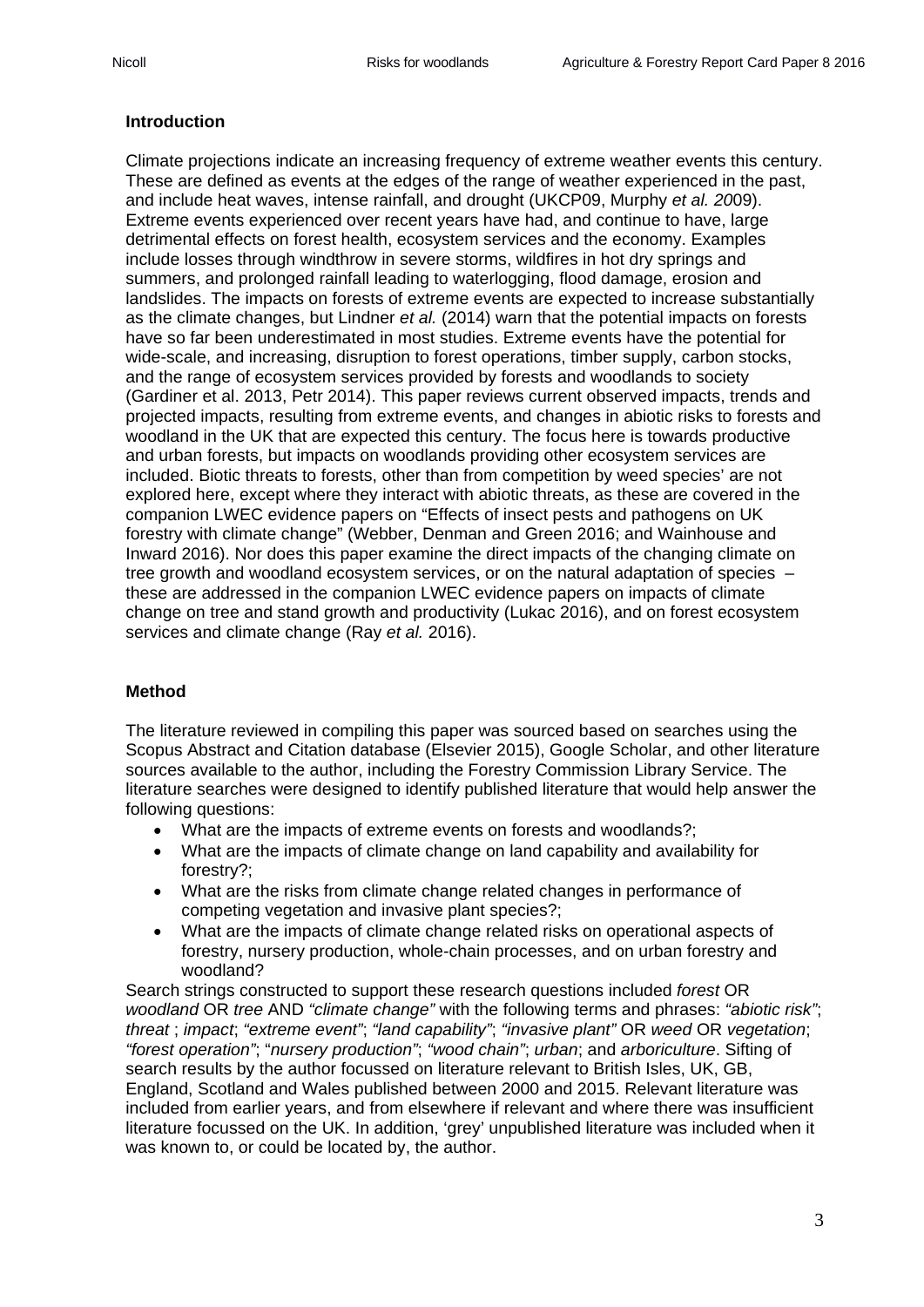## Introduction

Climate projections indicate an increasing frequency of extreme weather events this century. These are defined as events at the edges of the range of weather experienced in the past, and include heat waves, intense rainfall, and drought (UKCP09, Murphy *et al. 20*09). Extreme events experienced over recent years have had, and continue to have, large detrimental effects on forest health, ecosystem services and the economy. Examples include losses through windthrow in severe storms, wildfires in hot dry springs and summers, and prolonged rainfall leading to waterlogging, flood damage, erosion and landslides. The impacts on forests of extreme events are expected to increase substantially as the climate changes, but Lindner *et al.* (2014) warn that the potential impacts on forests have so far been underestimated in most studies. Extreme events have the potential for wide-scale, and increasing, disruption to forest operations, timber supply, carbon stocks, and the range of ecosystem services provided by forests and woodlands to society (Gardiner et al. 2013, Petr 2014). This paper reviews current observed impacts, trends and projected impacts, resulting from extreme events, and changes in abiotic risks to forests and woodland in the UK that are expected this century. The focus here is towards productive and urban forests, but impacts on woodlands providing other ecosystem services are included. Biotic threats to forests, other than from competition by weed species' are not explored here, except where they interact with abiotic threats, as these are covered in the companion LWEC evidence papers on "Effects of insect pests and pathogens on UK forestry with climate change" (Webber, Denman and Green 2016; and Wainhouse and Inward 2016). Nor does this paper examine the direct impacts of the changing climate on tree growth and woodland ecosystem services, or on the natural adaptation of species – these are addressed in the companion LWEC evidence papers on impacts of climate change on tree and stand growth and productivity (Lukac 2016), and on forest ecosystem services and climate change (Ray *et al.* 2016).

## Method

The literature reviewed in compiling this paper was sourced based on searches using the Scopus Abstract and Citation database (Elsevier 2015), Google Scholar, and other literature sources available to the author, including the Forestry Commission Library Service. The literature searches were designed to identify published literature that would help answer the following questions:

- What are the impacts of extreme events on forests and woodlands?;
- What are the impacts of climate change on land capability and availability for forestry?;
- What are the risks from climate change related changes in performance of competing vegetation and invasive plant species?;
- What are the impacts of climate change related risks on operational aspects of forestry, nursery production, whole-chain processes, and on urban forestry and woodland?

Search strings constructed to support these research questions included *forest* OR *woodland* OR *tree* AND *"climate change"* with the following terms and phrases: *"abiotic risk"*; *threat* ; *impact*; *"extreme event"*; *"land capability"*; *"invasive plant"* OR *weed* OR *vegetation*; *"forest operation"*; "*nursery production"*; *"wood chain"*; *urban*; and *arboriculture*. Sifting of search results by the author focussed on literature relevant to British Isles, UK, GB, England, Scotland and Wales published between 2000 and 2015. Relevant literature was included from earlier years, and from elsewhere if relevant and where there was insufficient literature focussed on the UK. In addition, 'grey' unpublished literature was included when it was known to, or could be located by, the author.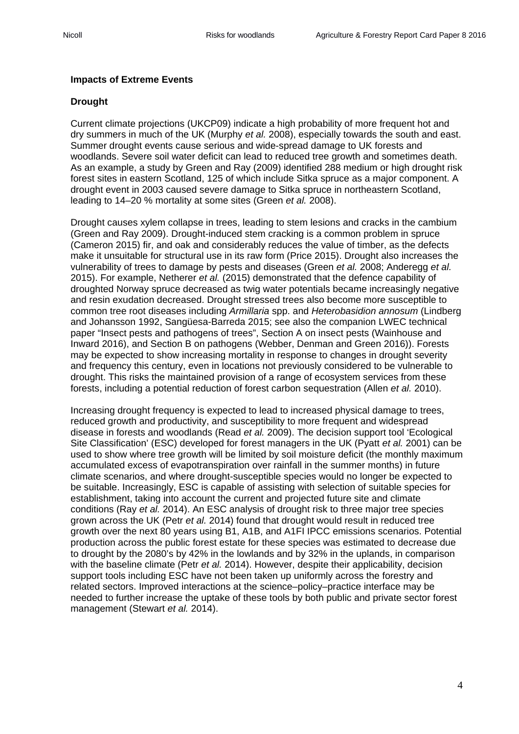## Impacts of Extreme Events

### Drought

Current climate projections (UKCP09) indicate a high probability of more frequent hot and dry summers in much of the UK (Murphy *et al.* 2008), especially towards the south and east. Summer drought events cause serious and wide-spread damage to UK forests and woodlands. Severe soil water deficit can lead to reduced tree growth and sometimes death. As an example, a study by Green and Ray (2009) identified 288 medium or high drought risk forest sites in eastern Scotland, 125 of which include Sitka spruce as a major component. A drought event in 2003 caused severe damage to Sitka spruce in northeastern Scotland, leading to 14–20 % mortality at some sites (Green *et al.* 2008).

Drought causes xylem collapse in trees, leading to stem lesions and cracks in the cambium (Green and Ray 2009). Drought-induced stem cracking is a common problem in spruce (Cameron 2015) fir, and oak and considerably reduces the value of timber, as the defects make it unsuitable for structural use in its raw form (Price 2015). Drought also increases the vulnerability of trees to damage by pests and diseases (Green *et al.* 2008; Anderegg *et al.* 2015). For example, Netherer *et al.* (2015) demonstrated that the defence capability of droughted Norway spruce decreased as twig water potentials became increasingly negative and resin exudation decreased. Drought stressed trees also become more susceptible to common tree root diseases including *Armillaria* spp. and *Heterobasidion annosum* (Lindberg and Johansson 1992, Sangüesa-Barreda 2015; see also the companion LWEC technical paper "Insect pests and pathogens of trees", Section A on insect pests (Wainhouse and Inward 2016), and Section B on pathogens (Webber, Denman and Green 2016)). Forests may be expected to show increasing mortality in response to changes in drought severity and frequency this century, even in locations not previously considered to be vulnerable to drought. This risks the maintained provision of a range of ecosystem services from these forests, including a potential reduction of forest carbon sequestration (Allen *et al.* 2010).

Increasing drought frequency is expected to lead to increased physical damage to trees, reduced growth and productivity, and susceptibility to more frequent and widespread disease in forests and woodlands (Read *et al.* 2009). The decision support tool 'Ecological Site Classification' (ESC) developed for forest managers in the UK (Pyatt *et al.* 2001) can be used to show where tree growth will be limited by soil moisture deficit (the monthly maximum accumulated excess of evapotranspiration over rainfall in the summer months) in future climate scenarios, and where drought-susceptible species would no longer be expected to be suitable. Increasingly, ESC is capable of assisting with selection of suitable species for establishment, taking into account the current and projected future site and climate conditions (Ray *et al.* 2014). An ESC analysis of drought risk to three major tree species grown across the UK (Petr *et al.* 2014) found that drought would result in reduced tree growth over the next 80 years using B1, A1B, and A1FI IPCC emissions scenarios. Potential production across the public forest estate for these species was estimated to decrease due to drought by the 2080's by 42% in the lowlands and by 32% in the uplands, in comparison with the baseline climate (Petr *et al.* 2014). However, despite their applicability, decision support tools including ESC have not been taken up uniformly across the forestry and related sectors. Improved interactions at the science–policy–practice interface may be needed to further increase the uptake of these tools by both public and private sector forest management (Stewart *et al.* 2014).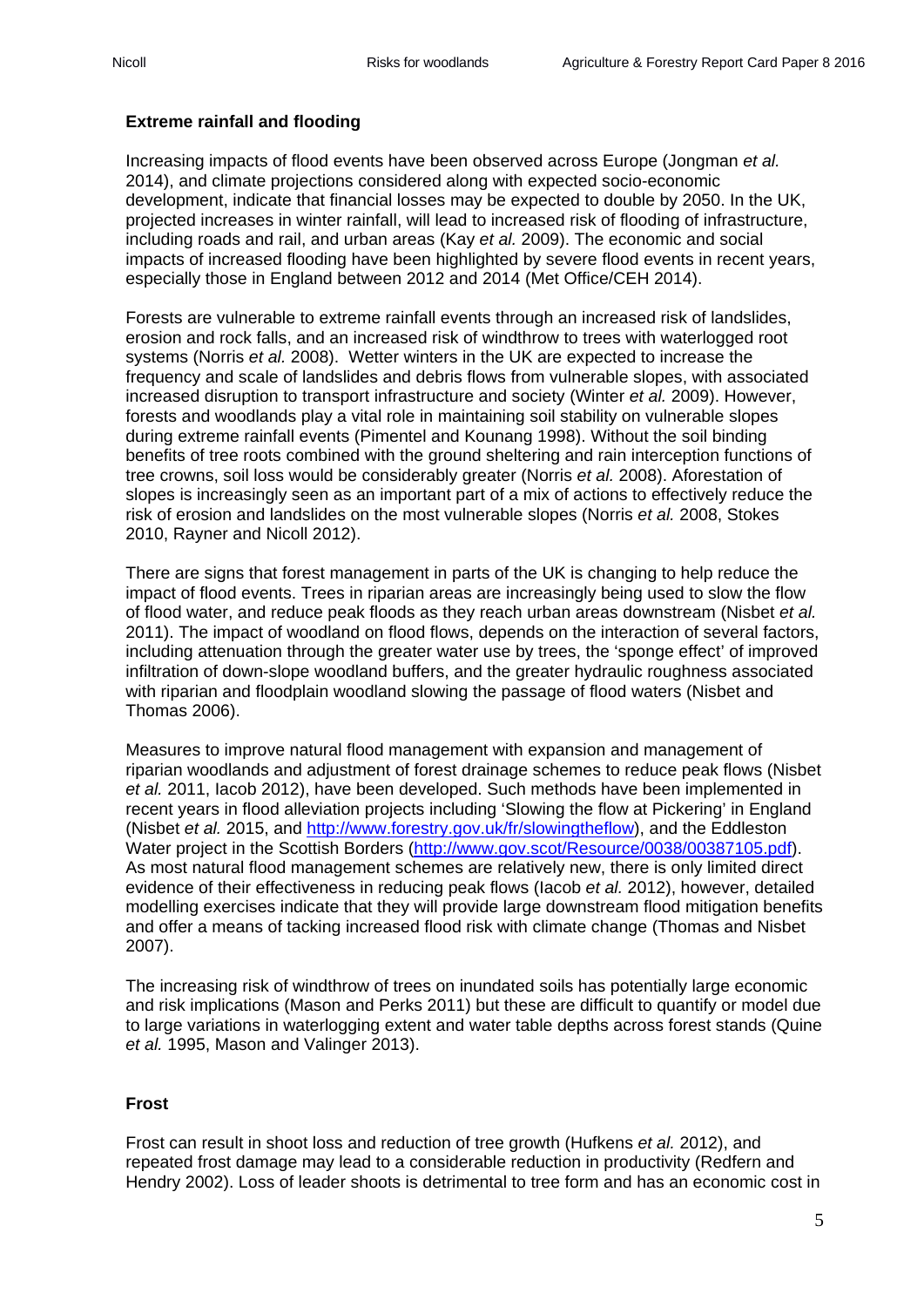## Extreme rainfall and flooding

Increasing impacts of flood events have been observed across Europe (Jongman *et al.* 2014), and climate projections considered along with expected socio-economic development, indicate that financial losses may be expected to double by 2050. In the UK, projected increases in winter rainfall, will lead to increased risk of flooding of infrastructure, including roads and rail, and urban areas (Kay *et al.* 2009). The economic and social impacts of increased flooding have been highlighted by severe flood events in recent years, especially those in England between 2012 and 2014 (Met Office/CEH 2014).

Forests are vulnerable to extreme rainfall events through an increased risk of landslides, erosion and rock falls, and an increased risk of windthrow to trees with waterlogged root systems (Norris *et al.* 2008). Wetter winters in the UK are expected to increase the frequency and scale of landslides and debris flows from vulnerable slopes, with associated increased disruption to transport infrastructure and society (Winter *et al.* 2009). However, forests and woodlands play a vital role in maintaining soil stability on vulnerable slopes during extreme rainfall events (Pimentel and Kounang 1998). Without the soil binding benefits of tree roots combined with the ground sheltering and rain interception functions of tree crowns, soil loss would be considerably greater (Norris *et al.* 2008). Aforestation of slopes is increasingly seen as an important part of a mix of actions to effectively reduce the risk of erosion and landslides on the most vulnerable slopes (Norris *et al.* 2008, Stokes 2010, Rayner and Nicoll 2012).

There are signs that forest management in parts of the UK is changing to help reduce the impact of flood events. Trees in riparian areas are increasingly being used to slow the flow of flood water, and reduce peak floods as they reach urban areas downstream (Nisbet *et al.* 2011). The impact of woodland on flood flows, depends on the interaction of several factors, including attenuation through the greater water use by trees, the 'sponge effect' of improved infiltration of down-slope woodland buffers, and the greater hydraulic roughness associated with riparian and floodplain woodland slowing the passage of flood waters (Nisbet and Thomas 2006).

Measures to improve natural flood management with expansion and management of riparian woodlands and adjustment of forest drainage schemes to reduce peak flows (Nisbet *et al.* 2011, Iacob 2012), have been developed. Such methods have been implemented in recent years in flood alleviation projects including 'Slowing the flow at Pickering' in England (Nisbet *et al.* 2015, and [http://www.forestry.gov.uk/fr/slowingtheflow](http://www.forestry.gov.uk/fr/slowingtheflow)), and the Eddleston Water project in the Scottish Borders ([http://www.gov.scot/Resource/0038/00387105.pdf](http://www.gov.scot/Resource/0038/00387105.pdf)). As most natural flood management schemes are relatively new, there is only limited direct evidence of their effectiveness in reducing peak flows (Iacob *et al.* 2012), however, detailed modelling exercises indicate that they will provide large downstream flood mitigation benefits and offer a means of tacking increased flood risk with climate change (Thomas and Nisbet 2007).

The increasing risk of windthrow of trees on inundated soils has potentially large economic and risk implications (Mason and Perks 2011) but these are difficult to quantify or model due to large variations in waterlogging extent and water table depths across forest stands (Quine *et al.* 1995, Mason and Valinger 2013).

## Frost

Frost can result in shoot loss and reduction of tree growth (Hufkens *et al.* 2012), and repeated frost damage may lead to a considerable reduction in productivity (Redfern and Hendry 2002). Loss of leader shoots is detrimental to tree form and has an economic cost in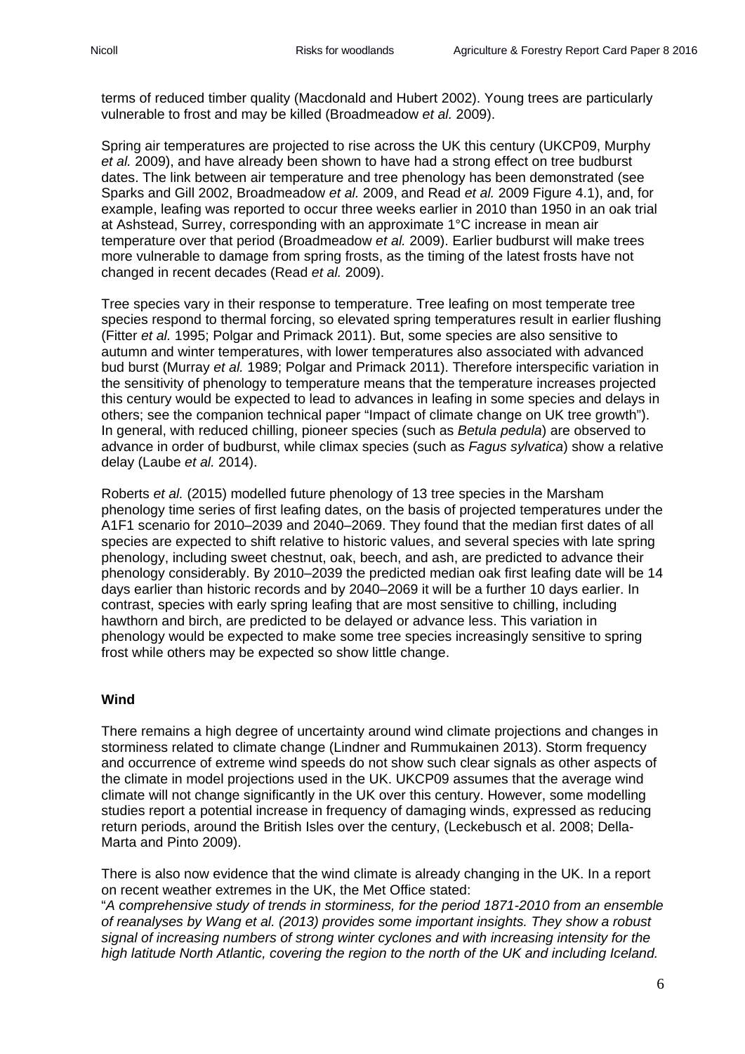terms of reduced timber quality (Macdonald and Hubert 2002). Young trees are particularly vulnerable to frost and may be killed (Broadmeadow *et al.* 2009).

Spring air temperatures are projected to rise across the UK this century (UKCP09, Murphy *et al.* 2009), and have already been shown to have had a strong effect on tree budburst dates. The link between air temperature and tree phenology has been demonstrated (see Sparks and Gill 2002, Broadmeadow *et al.* 2009, and Read *et al.* 2009 Figure 4.1), and, for example, leafing was reported to occur three weeks earlier in 2010 than 1950 in an oak trial at Ashstead, Surrey, corresponding with an approximate 1°C increase in mean air temperature over that period (Broadmeadow *et al.* 2009). Earlier budburst will make trees more vulnerable to damage from spring frosts, as the timing of the latest frosts have not changed in recent decades (Read *et al.* 2009).

Tree species vary in their response to temperature. Tree leafing on most temperate tree species respond to thermal forcing, so elevated spring temperatures result in earlier flushing (Fitter *et al.* 1995; Polgar and Primack 2011). But, some species are also sensitive to autumn and winter temperatures, with lower temperatures also associated with advanced bud burst (Murray *et al.* 1989; Polgar and Primack 2011). Therefore interspecific variation in the sensitivity of phenology to temperature means that the temperature increases projected this century would be expected to lead to advances in leafing in some species and delays in others; see the companion technical paper "Impact of climate change on UK tree growth"). In general, with reduced chilling, pioneer species (such as *Betula pedula*) are observed to advance in order of budburst, while climax species (such as *Fagus sylvatica*) show a relative delay (Laube *et al.* 2014).

Roberts *et al.* (2015) modelled future phenology of 13 tree species in the Marsham phenology time series of first leafing dates, on the basis of projected temperatures under the A1F1 scenario for 2010–2039 and 2040–2069. They found that the median first dates of all species are expected to shift relative to historic values, and several species with late spring phenology, including sweet chestnut, oak, beech, and ash, are predicted to advance their phenology considerably. By 2010–2039 the predicted median oak first leafing date will be 14 days earlier than historic records and by 2040–2069 it will be a further 10 days earlier. In contrast, species with early spring leafing that are most sensitive to chilling, including hawthorn and birch, are predicted to be delayed or advance less. This variation in phenology would be expected to make some tree species increasingly sensitive to spring frost while others may be expected so show little change.

### Wind

There remains a high degree of uncertainty around wind climate projections and changes in storminess related to climate change (Lindner and Rummukainen 2013). Storm frequency and occurrence of extreme wind speeds do not show such clear signals as other aspects of the climate in model projections used in the UK. UKCP09 assumes that the average wind climate will not change significantly in the UK over this century. However, some modelling studies report a potential increase in frequency of damaging winds, expressed as reducing return periods, around the British Isles over the century, (Leckebusch et al. 2008; Della-Marta and Pinto 2009).

There is also now evidence that the wind climate is already changing in the UK. In a report on recent weather extremes in the UK, the Met Office stated:
"*A comprehensive study of trends in storminess, for the period 1871-2010 from an ensemble of reanalyses by Wang et al. (2013) provides some important insights. They show a robust signal of increasing numbers of strong winter cyclones and with increasing intensity for the high latitude North Atlantic, covering the region to the north of the UK and including Iceland.*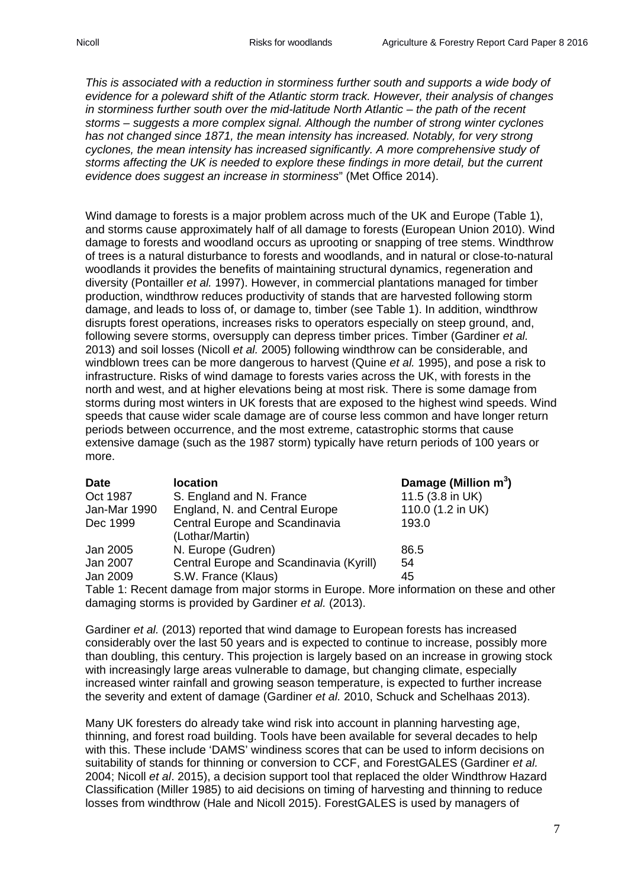*This is associated with a reduction in storminess further south and supports a wide body of evidence for a poleward shift of the Atlantic storm track. However, their analysis of changes in storminess further south over the mid-latitude North Atlantic – the path of the recent storms – suggests a more complex signal. Although the number of strong winter cyclones has not changed since 1871, the mean intensity has increased. Notably, for very strong cyclones, the mean intensity has increased significantly. A more comprehensive study of storms affecting the UK is needed to explore these findings in more detail, but the current evidence does suggest an increase in storminess*" (Met Office 2014).

Wind damage to forests is a major problem across much of the UK and Europe (Table 1), and storms cause approximately half of all damage to forests (European Union 2010). Wind damage to forests and woodland occurs as uprooting or snapping of tree stems. Windthrow of trees is a natural disturbance to forests and woodlands, and in natural or close-to-natural woodlands it provides the benefits of maintaining structural dynamics, regeneration and diversity (Pontailler *et al.* 1997). However, in commercial plantations managed for timber production, windthrow reduces productivity of stands that are harvested following storm damage, and leads to loss of, or damage to, timber (see Table 1). In addition, windthrow disrupts forest operations, increases risks to operators especially on steep ground, and, following severe storms, oversupply can depress timber prices. Timber (Gardiner *et al.* 2013) and soil losses (Nicoll *et al.* 2005) following windthrow can be considerable, and windblown trees can be more dangerous to harvest (Quine *et al.* 1995), and pose a risk to infrastructure. Risks of wind damage to forests varies across the UK, with forests in the north and west, and at higher elevations being at most risk. There is some damage from storms during most winters in UK forests that are exposed to the highest wind speeds. Wind speeds that cause wider scale damage are of course less common and have longer return periods between occurrence, and the most extreme, catastrophic storms that cause extensive damage (such as the 1987 storm) typically have return periods of 100 years or more.

| **Date** | **location** | **Damage (Million m$^3$)** |
|---|---|---|
| Oct 1987 | S. England and N. France | 11.5 (3.8 in UK) |
| Jan-Mar 1990 | England, N. and Central Europe | 110.0 (1.2 in UK) |
| Dec 1999 | Central Europe and Scandinavia (Lothar/Martin) | 193.0 |
| Jan 2005 | N. Europe (Gudren) | 86.5 |
| Jan 2007 | Central Europe and Scandinavia (Kyrill) | 54 |
| Jan 2009 | S.W. France (Klaus) | 45 |

Table 1: Recent damage from major storms in Europe. More information on these and other damaging storms is provided by Gardiner *et al.* (2013).

Gardiner *et al.* (2013) reported that wind damage to European forests has increased considerably over the last 50 years and is expected to continue to increase, possibly more than doubling, this century. This projection is largely based on an increase in growing stock with increasingly large areas vulnerable to damage, but changing climate, especially increased winter rainfall and growing season temperature, is expected to further increase the severity and extent of damage (Gardiner *et al.* 2010, Schuck and Schelhaas 2013).

Many UK foresters do already take wind risk into account in planning harvesting age, thinning, and forest road building. Tools have been available for several decades to help with this. These include 'DAMS' windiness scores that can be used to inform decisions on suitability of stands for thinning or conversion to CCF, and ForestGALES (Gardiner *et al.* 2004; Nicoll *et al*. 2015), a decision support tool that replaced the older Windthrow Hazard Classification (Miller 1985) to aid decisions on timing of harvesting and thinning to reduce losses from windthrow (Hale and Nicoll 2015). ForestGALES is used by managers of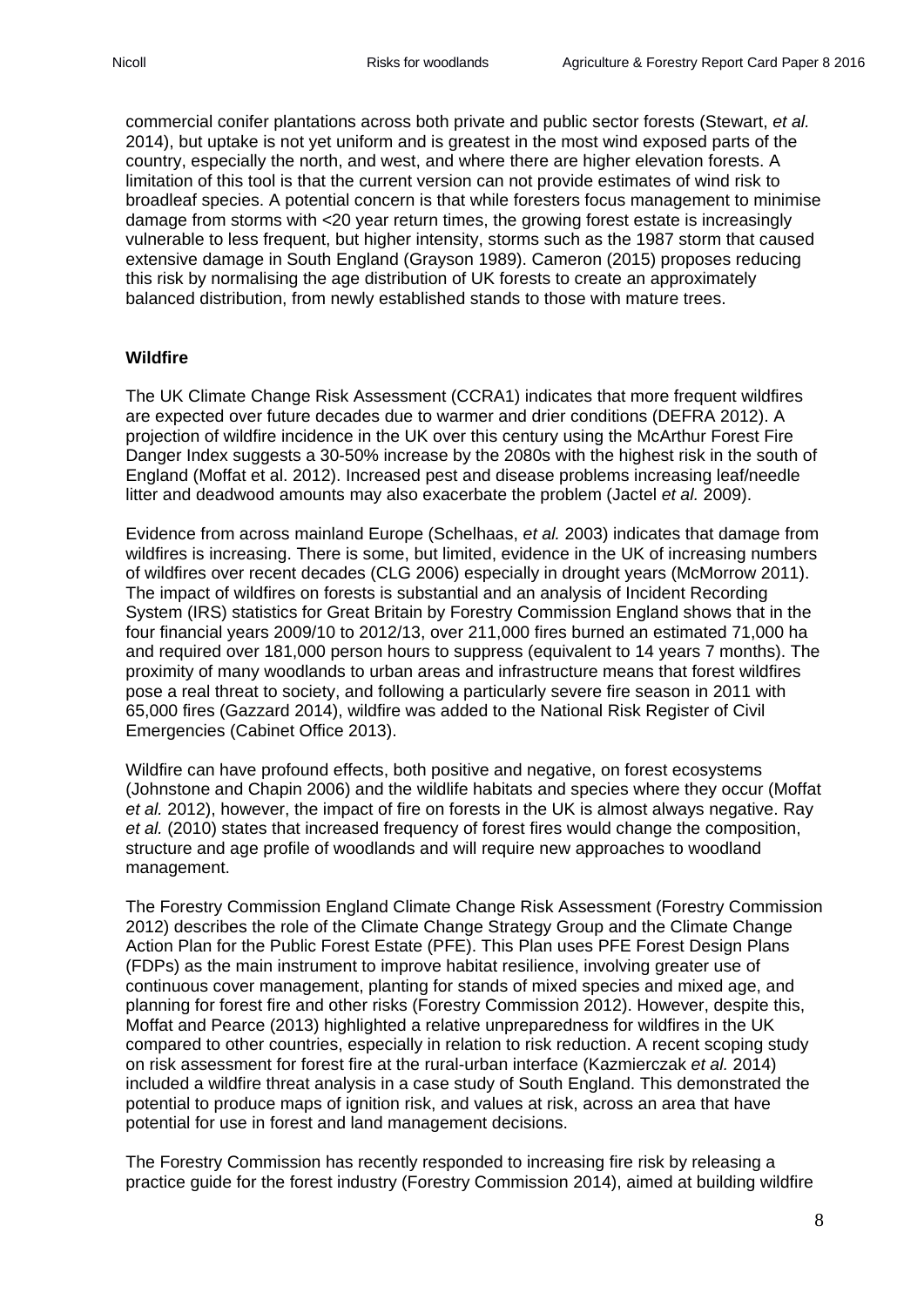commercial conifer plantations across both private and public sector forests (Stewart, *et al.* 2014), but uptake is not yet uniform and is greatest in the most wind exposed parts of the country, especially the north, and west, and where there are higher elevation forests. A limitation of this tool is that the current version can not provide estimates of wind risk to broadleaf species. A potential concern is that while foresters focus management to minimise damage from storms with <20 year return times, the growing forest estate is increasingly vulnerable to less frequent, but higher intensity, storms such as the 1987 storm that caused extensive damage in South England (Grayson 1989). Cameron (2015) proposes reducing this risk by normalising the age distribution of UK forests to create an approximately balanced distribution, from newly established stands to those with mature trees.

**Wildfire**

The UK Climate Change Risk Assessment (CCRA1) indicates that more frequent wildfires are expected over future decades due to warmer and drier conditions (DEFRA 2012). A projection of wildfire incidence in the UK over this century using the McArthur Forest Fire Danger Index suggests a 30-50% increase by the 2080s with the highest risk in the south of England (Moffat et al. 2012). Increased pest and disease problems increasing leaf/needle litter and deadwood amounts may also exacerbate the problem (Jactel *et al.* 2009).

Evidence from across mainland Europe (Schelhaas, *et al.* 2003) indicates that damage from wildfires is increasing. There is some, but limited, evidence in the UK of increasing numbers of wildfires over recent decades (CLG 2006) especially in drought years (McMorrow 2011). The impact of wildfires on forests is substantial and an analysis of Incident Recording System (IRS) statistics for Great Britain by Forestry Commission England shows that in the four financial years 2009/10 to 2012/13, over 211,000 fires burned an estimated 71,000 ha and required over 181,000 person hours to suppress (equivalent to 14 years 7 months). The proximity of many woodlands to urban areas and infrastructure means that forest wildfires pose a real threat to society, and following a particularly severe fire season in 2011 with 65,000 fires (Gazzard 2014), wildfire was added to the National Risk Register of Civil Emergencies (Cabinet Office 2013).

Wildfire can have profound effects, both positive and negative, on forest ecosystems (Johnstone and Chapin 2006) and the wildlife habitats and species where they occur (Moffat *et al.* 2012), however, the impact of fire on forests in the UK is almost always negative. Ray *et al.* (2010) states that increased frequency of forest fires would change the composition, structure and age profile of woodlands and will require new approaches to woodland management.

The Forestry Commission England Climate Change Risk Assessment (Forestry Commission 2012) describes the role of the Climate Change Strategy Group and the Climate Change Action Plan for the Public Forest Estate (PFE). This Plan uses PFE Forest Design Plans (FDPs) as the main instrument to improve habitat resilience, involving greater use of continuous cover management, planting for stands of mixed species and mixed age, and planning for forest fire and other risks (Forestry Commission 2012). However, despite this, Moffat and Pearce (2013) highlighted a relative unpreparedness for wildfires in the UK compared to other countries, especially in relation to risk reduction. A recent scoping study on risk assessment for forest fire at the rural-urban interface (Kazmierczak *et al.* 2014) included a wildfire threat analysis in a case study of South England. This demonstrated the potential to produce maps of ignition risk, and values at risk, across an area that have potential for use in forest and land management decisions.

The Forestry Commission has recently responded to increasing fire risk by releasing a practice guide for the forest industry (Forestry Commission 2014), aimed at building wildfire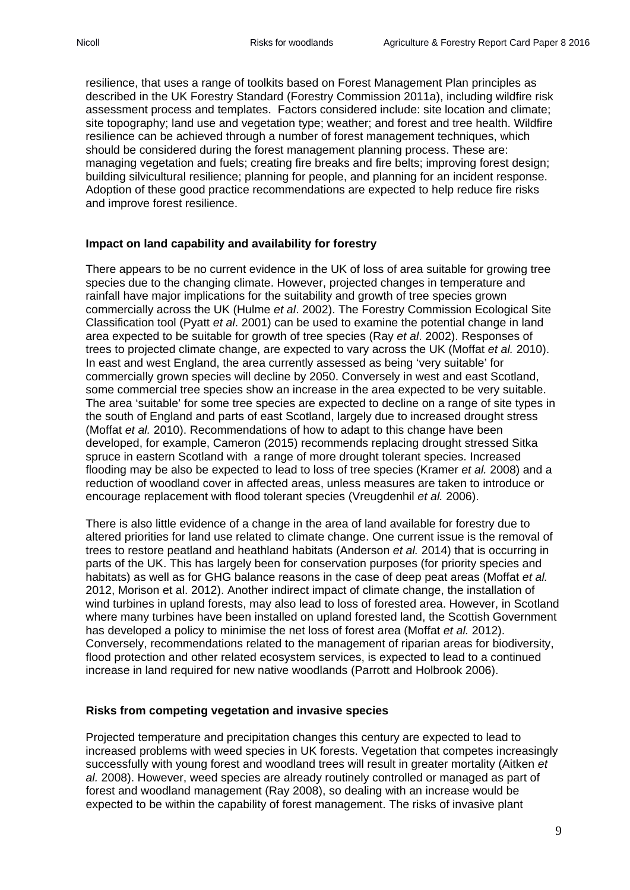resilience, that uses a range of toolkits based on Forest Management Plan principles as described in the UK Forestry Standard (Forestry Commission 2011a), including wildfire risk assessment process and templates. Factors considered include: site location and climate; site topography; land use and vegetation type; weather; and forest and tree health. Wildfire resilience can be achieved through a number of forest management techniques, which should be considered during the forest management planning process. These are: managing vegetation and fuels; creating fire breaks and fire belts; improving forest design; building silvicultural resilience; planning for people, and planning for an incident response. Adoption of these good practice recommendations are expected to help reduce fire risks and improve forest resilience.

**Impact on land capability and availability for forestry**

There appears to be no current evidence in the UK of loss of area suitable for growing tree species due to the changing climate. However, projected changes in temperature and rainfall have major implications for the suitability and growth of tree species grown commercially across the UK (Hulme *et al*. 2002). The Forestry Commission Ecological Site Classification tool (Pyatt *et al*. 2001) can be used to examine the potential change in land area expected to be suitable for growth of tree species (Ray *et al*. 2002). Responses of trees to projected climate change, are expected to vary across the UK (Moffat *et al.* 2010). In east and west England, the area currently assessed as being 'very suitable' for commercially grown species will decline by 2050. Conversely in west and east Scotland, some commercial tree species show an increase in the area expected to be very suitable. The area 'suitable' for some tree species are expected to decline on a range of site types in the south of England and parts of east Scotland, largely due to increased drought stress (Moffat *et al.* 2010). Recommendations of how to adapt to this change have been developed, for example, Cameron (2015) recommends replacing drought stressed Sitka spruce in eastern Scotland with a range of more drought tolerant species. Increased flooding may be also be expected to lead to loss of tree species (Kramer *et al.* 2008) and a reduction of woodland cover in affected areas, unless measures are taken to introduce or encourage replacement with flood tolerant species (Vreugdenhil *et al.* 2006).

There is also little evidence of a change in the area of land available for forestry due to altered priorities for land use related to climate change. One current issue is the removal of trees to restore peatland and heathland habitats (Anderson *et al.* 2014) that is occurring in parts of the UK. This has largely been for conservation purposes (for priority species and habitats) as well as for GHG balance reasons in the case of deep peat areas (Moffat *et al.* 2012, Morison et al. 2012). Another indirect impact of climate change, the installation of wind turbines in upland forests, may also lead to loss of forested area. However, in Scotland where many turbines have been installed on upland forested land, the Scottish Government has developed a policy to minimise the net loss of forest area (Moffat *et al.* 2012). Conversely, recommendations related to the management of riparian areas for biodiversity, flood protection and other related ecosystem services, is expected to lead to a continued increase in land required for new native woodlands (Parrott and Holbrook 2006).

**Risks from competing vegetation and invasive species**

Projected temperature and precipitation changes this century are expected to lead to increased problems with weed species in UK forests. Vegetation that competes increasingly successfully with young forest and woodland trees will result in greater mortality (Aitken *et al.* 2008). However, weed species are already routinely controlled or managed as part of forest and woodland management (Ray 2008), so dealing with an increase would be expected to be within the capability of forest management. The risks of invasive plant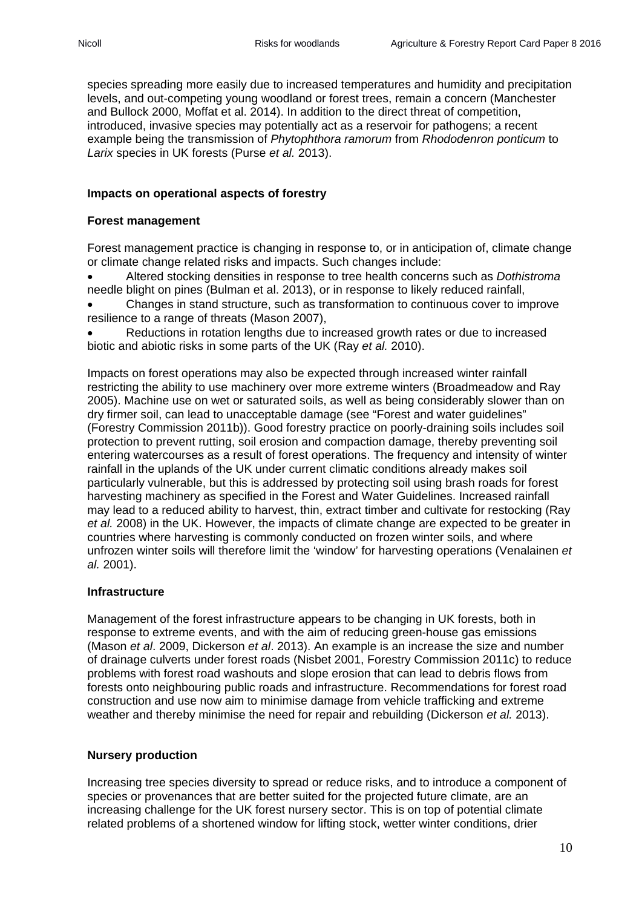species spreading more easily due to increased temperatures and humidity and precipitation levels, and out-competing young woodland or forest trees, remain a concern (Manchester and Bullock 2000, Moffat et al. 2014). In addition to the direct threat of competition, introduced, invasive species may potentially act as a reservoir for pathogens; a recent example being the transmission of *Phytophthora ramorum* from *Rhododenron ponticum* to *Larix* species in UK forests (Purse *et al.* 2013).

### Impacts on operational aspects of forestry

### Forest management

Forest management practice is changing in response to, or in anticipation of, climate change or climate change related risks and impacts. Such changes include:

- Altered stocking densities in response to tree health concerns such as *Dothistroma* needle blight on pines (Bulman et al. 2013), or in response to likely reduced rainfall,
- Changes in stand structure, such as transformation to continuous cover to improve resilience to a range of threats (Mason 2007),
- Reductions in rotation lengths due to increased growth rates or due to increased biotic and abiotic risks in some parts of the UK (Ray *et al.* 2010).

Impacts on forest operations may also be expected through increased winter rainfall restricting the ability to use machinery over more extreme winters (Broadmeadow and Ray 2005). Machine use on wet or saturated soils, as well as being considerably slower than on dry firmer soil, can lead to unacceptable damage (see "Forest and water guidelines" (Forestry Commission 2011b)). Good forestry practice on poorly-draining soils includes soil protection to prevent rutting, soil erosion and compaction damage, thereby preventing soil entering watercourses as a result of forest operations. The frequency and intensity of winter rainfall in the uplands of the UK under current climatic conditions already makes soil particularly vulnerable, but this is addressed by protecting soil using brash roads for forest harvesting machinery as specified in the Forest and Water Guidelines. Increased rainfall may lead to a reduced ability to harvest, thin, extract timber and cultivate for restocking (Ray *et al.* 2008) in the UK. However, the impacts of climate change are expected to be greater in countries where harvesting is commonly conducted on frozen winter soils, and where unfrozen winter soils will therefore limit the 'window' for harvesting operations (Venalainen *et al.* 2001).

### Infrastructure

Management of the forest infrastructure appears to be changing in UK forests, both in response to extreme events, and with the aim of reducing green-house gas emissions (Mason *et al*. 2009, Dickerson *et al*. 2013). An example is an increase the size and number of drainage culverts under forest roads (Nisbet 2001, Forestry Commission 2011c) to reduce problems with forest road washouts and slope erosion that can lead to debris flows from forests onto neighbouring public roads and infrastructure. Recommendations for forest road construction and use now aim to minimise damage from vehicle trafficking and extreme weather and thereby minimise the need for repair and rebuilding (Dickerson *et al.* 2013).

### Nursery production

Increasing tree species diversity to spread or reduce risks, and to introduce a component of species or provenances that are better suited for the projected future climate, are an increasing challenge for the UK forest nursery sector. This is on top of potential climate related problems of a shortened window for lifting stock, wetter winter conditions, drier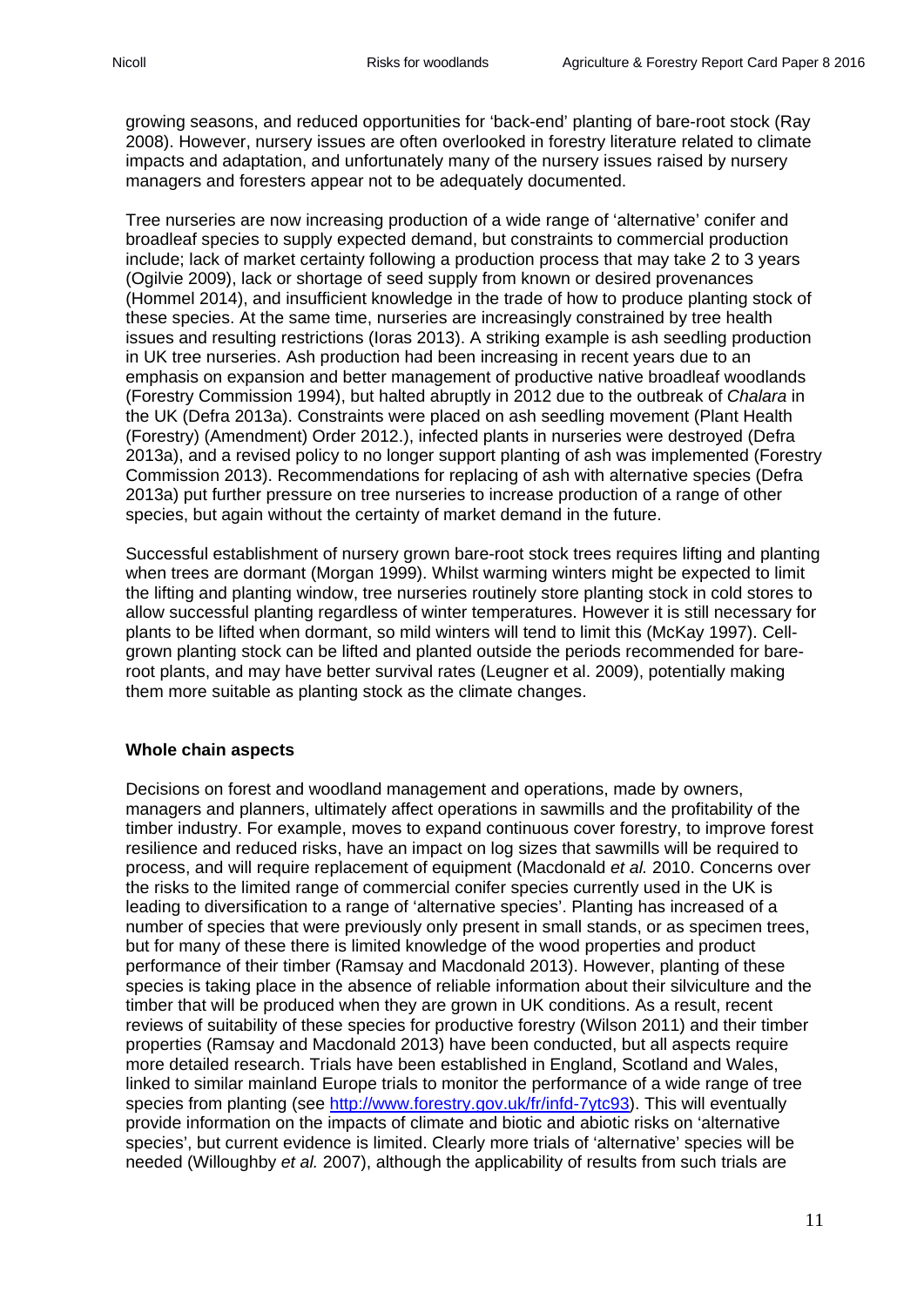growing seasons, and reduced opportunities for 'back-end' planting of bare-root stock (Ray 2008). However, nursery issues are often overlooked in forestry literature related to climate impacts and adaptation, and unfortunately many of the nursery issues raised by nursery managers and foresters appear not to be adequately documented.

Tree nurseries are now increasing production of a wide range of 'alternative' conifer and broadleaf species to supply expected demand, but constraints to commercial production include; lack of market certainty following a production process that may take 2 to 3 years (Ogilvie 2009), lack or shortage of seed supply from known or desired provenances (Hommel 2014), and insufficient knowledge in the trade of how to produce planting stock of these species. At the same time, nurseries are increasingly constrained by tree health issues and resulting restrictions (Ioras 2013). A striking example is ash seedling production in UK tree nurseries. Ash production had been increasing in recent years due to an emphasis on expansion and better management of productive native broadleaf woodlands (Forestry Commission 1994), but halted abruptly in 2012 due to the outbreak of *Chalara* in the UK (Defra 2013a). Constraints were placed on ash seedling movement (Plant Health (Forestry) (Amendment) Order 2012.), infected plants in nurseries were destroyed (Defra 2013a), and a revised policy to no longer support planting of ash was implemented (Forestry Commission 2013). Recommendations for replacing of ash with alternative species (Defra 2013a) put further pressure on tree nurseries to increase production of a range of other species, but again without the certainty of market demand in the future.

Successful establishment of nursery grown bare-root stock trees requires lifting and planting when trees are dormant (Morgan 1999). Whilst warming winters might be expected to limit the lifting and planting window, tree nurseries routinely store planting stock in cold stores to allow successful planting regardless of winter temperatures. However it is still necessary for plants to be lifted when dormant, so mild winters will tend to limit this (McKay 1997). Cell-grown planting stock can be lifted and planted outside the periods recommended for bare-root plants, and may have better survival rates (Leugner et al. 2009), potentially making them more suitable as planting stock as the climate changes.

## Whole chain aspects

Decisions on forest and woodland management and operations, made by owners, managers and planners, ultimately affect operations in sawmills and the profitability of the timber industry. For example, moves to expand continuous cover forestry, to improve forest resilience and reduced risks, have an impact on log sizes that sawmills will be required to process, and will require replacement of equipment (Macdonald *et al.* 2010. Concerns over the risks to the limited range of commercial conifer species currently used in the UK is leading to diversification to a range of 'alternative species'. Planting has increased of a number of species that were previously only present in small stands, or as specimen trees, but for many of these there is limited knowledge of the wood properties and product performance of their timber (Ramsay and Macdonald 2013). However, planting of these species is taking place in the absence of reliable information about their silviculture and the timber that will be produced when they are grown in UK conditions. As a result, recent reviews of suitability of these species for productive forestry (Wilson 2011) and their timber properties (Ramsay and Macdonald 2013) have been conducted, but all aspects require more detailed research. Trials have been established in England, Scotland and Wales, linked to similar mainland Europe trials to monitor the performance of a wide range of tree species from planting (see http://www.forestry.gov.uk/fr/infd-7ytc93). This will eventually provide information on the impacts of climate and biotic and abiotic risks on 'alternative species', but current evidence is limited. Clearly more trials of 'alternative' species will be needed (Willoughby *et al.* 2007), although the applicability of results from such trials are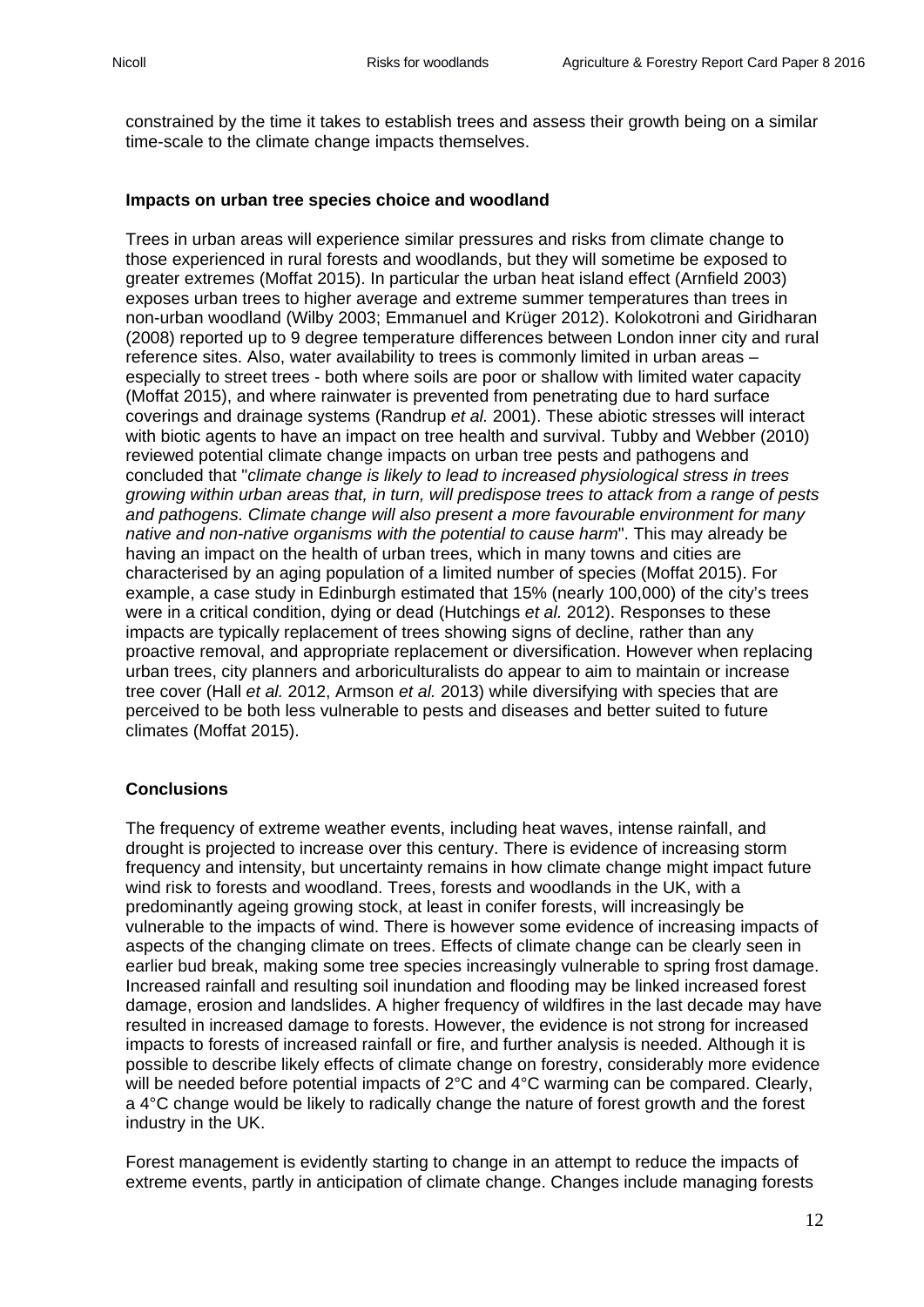constrained by the time it takes to establish trees and assess their growth being on a similar time-scale to the climate change impacts themselves.

**Impacts on urban tree species choice and woodland**

Trees in urban areas will experience similar pressures and risks from climate change to those experienced in rural forests and woodlands, but they will sometime be exposed to greater extremes (Moffat 2015). In particular the urban heat island effect (Arnfield 2003) exposes urban trees to higher average and extreme summer temperatures than trees in non-urban woodland (Wilby 2003; Emmanuel and Krüger 2012). Kolokotroni and Giridharan (2008) reported up to 9 degree temperature differences between London inner city and rural reference sites. Also, water availability to trees is commonly limited in urban areas – especially to street trees - both where soils are poor or shallow with limited water capacity (Moffat 2015), and where rainwater is prevented from penetrating due to hard surface coverings and drainage systems (Randrup *et al.* 2001). These abiotic stresses will interact with biotic agents to have an impact on tree health and survival. Tubby and Webber (2010) reviewed potential climate change impacts on urban tree pests and pathogens and concluded that "*climate change is likely to lead to increased physiological stress in trees growing within urban areas that, in turn, will predispose trees to attack from a range of pests and pathogens. Climate change will also present a more favourable environment for many native and non-native organisms with the potential to cause harm*". This may already be having an impact on the health of urban trees, which in many towns and cities are characterised by an aging population of a limited number of species (Moffat 2015). For example, a case study in Edinburgh estimated that 15% (nearly 100,000) of the city's trees were in a critical condition, dying or dead (Hutchings *et al.* 2012). Responses to these impacts are typically replacement of trees showing signs of decline, rather than any proactive removal, and appropriate replacement or diversification. However when replacing urban trees, city planners and arboriculturalists do appear to aim to maintain or increase tree cover (Hall *et al.* 2012, Armson *et al.* 2013) while diversifying with species that are perceived to be both less vulnerable to pests and diseases and better suited to future climates (Moffat 2015).

**Conclusions**

The frequency of extreme weather events, including heat waves, intense rainfall, and drought is projected to increase over this century. There is evidence of increasing storm frequency and intensity, but uncertainty remains in how climate change might impact future wind risk to forests and woodland. Trees, forests and woodlands in the UK, with a predominantly ageing growing stock, at least in conifer forests, will increasingly be vulnerable to the impacts of wind. There is however some evidence of increasing impacts of aspects of the changing climate on trees. Effects of climate change can be clearly seen in earlier bud break, making some tree species increasingly vulnerable to spring frost damage. Increased rainfall and resulting soil inundation and flooding may be linked increased forest damage, erosion and landslides. A higher frequency of wildfires in the last decade may have resulted in increased damage to forests. However, the evidence is not strong for increased impacts to forests of increased rainfall or fire, and further analysis is needed. Although it is possible to describe likely effects of climate change on forestry, considerably more evidence will be needed before potential impacts of 2°C and 4°C warming can be compared. Clearly, a 4°C change would be likely to radically change the nature of forest growth and the forest industry in the UK.

Forest management is evidently starting to change in an attempt to reduce the impacts of extreme events, partly in anticipation of climate change. Changes include managing forests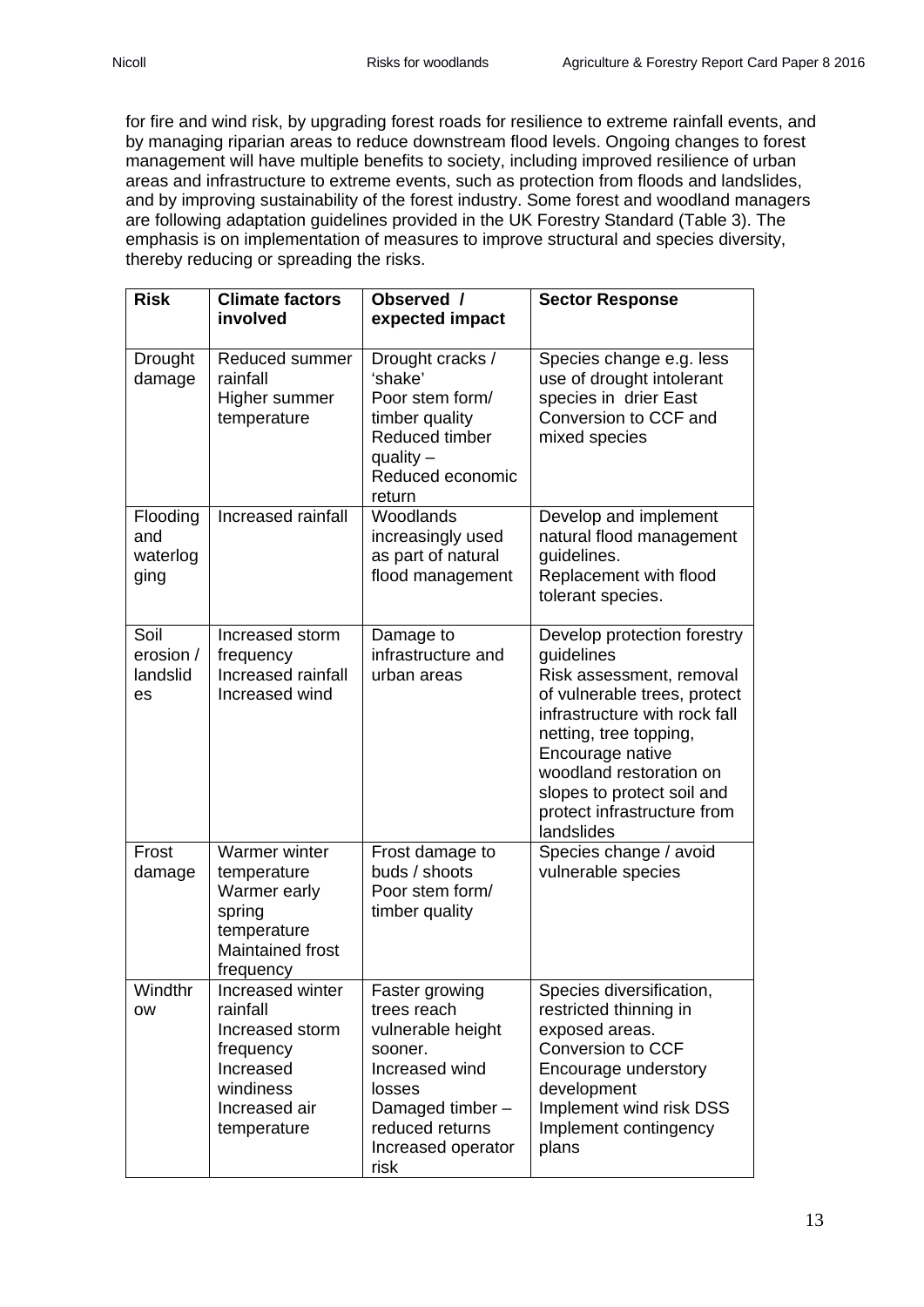for fire and wind risk, by upgrading forest roads for resilience to extreme rainfall events, and by managing riparian areas to reduce downstream flood levels. Ongoing changes to forest management will have multiple benefits to society, including improved resilience of urban areas and infrastructure to extreme events, such as protection from floods and landslides, and by improving sustainability of the forest industry. Some forest and woodland managers are following adaptation guidelines provided in the UK Forestry Standard (Table 3). The emphasis is on implementation of measures to improve structural and species diversity, thereby reducing or spreading the risks.

| Risk | Climate factors involved | Observed / expected impact | Sector Response |
|---|---|---|---|
| Drought damage | Reduced summer rainfall<br>Higher summer temperature | Drought cracks / 'shake'<br>Poor stem form/ timber quality<br>Reduced timber quality – Reduced economic return | Species change e.g. less use of drought intolerant species in drier East<br>Conversion to CCF and mixed species |
| Flooding and waterlogging | Increased rainfall | Woodlands increasingly used as part of natural flood management | Develop and implement natural flood management guidelines.<br>Replacement with flood tolerant species. |
| Soil erosion / landslides | Increased storm frequency<br>Increased rainfall<br>Increased wind | Damage to infrastructure and urban areas | Develop protection forestry guidelines<br>Risk assessment, removal of vulnerable trees, protect infrastructure with rock fall netting, tree topping,<br>Encourage native woodland restoration on slopes to protect soil and protect infrastructure from landslides |
| Frost damage | Warmer winter temperature<br>Warmer early spring temperature<br>Maintained frost frequency | Frost damage to buds / shoots<br>Poor stem form/ timber quality | Species change / avoid vulnerable species |
| Windthrow | Increased winter rainfall<br>Increased storm frequency<br>Increased windiness<br>Increased air temperature | Faster growing trees reach vulnerable height sooner.<br>Increased wind losses<br>Damaged timber – reduced returns<br>Increased operator risk | Species diversification, restricted thinning in exposed areas.<br>Conversion to CCF<br>Encourage understory development<br>Implement wind risk DSS<br>Implement contingency plans |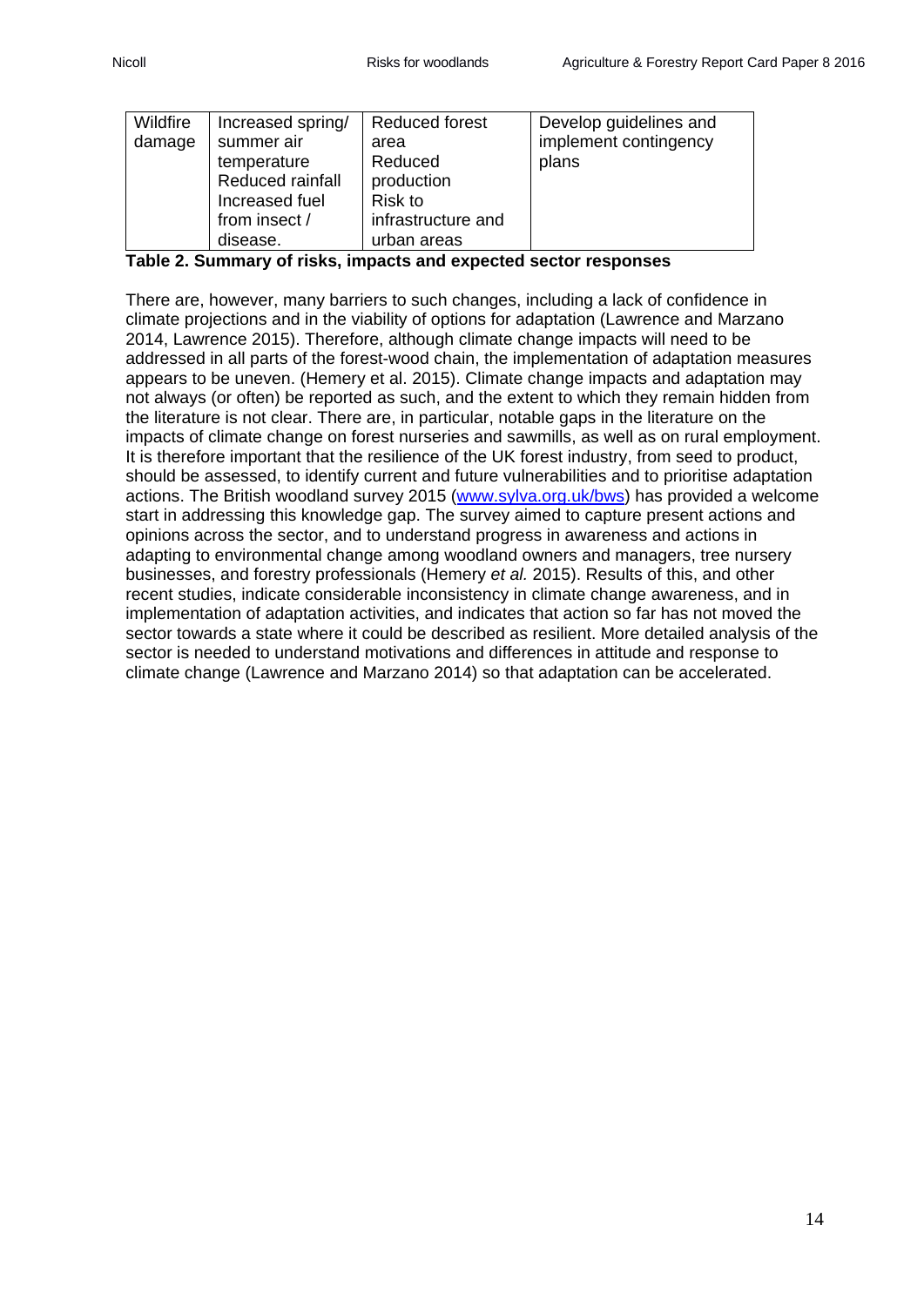| Wildfire damage | Increased spring/ summer air temperature Reduced rainfall Increased fuel from insect / disease. | Reduced forest area Reduced production Risk to infrastructure and urban areas | Develop guidelines and implement contingency plans |
|---|---|---|---|

**Table 2. Summary of risks, impacts and expected sector responses**

There are, however, many barriers to such changes, including a lack of confidence in climate projections and in the viability of options for adaptation (Lawrence and Marzano 2014, Lawrence 2015). Therefore, although climate change impacts will need to be addressed in all parts of the forest-wood chain, the implementation of adaptation measures appears to be uneven. (Hemery et al. 2015). Climate change impacts and adaptation may not always (or often) be reported as such, and the extent to which they remain hidden from the literature is not clear. There are, in particular, notable gaps in the literature on the impacts of climate change on forest nurseries and sawmills, as well as on rural employment. It is therefore important that the resilience of the UK forest industry, from seed to product, should be assessed, to identify current and future vulnerabilities and to prioritise adaptation actions. The British woodland survey 2015 ([www.sylva.org.uk/bws](http://www.sylva.org.uk/bws)) has provided a welcome start in addressing this knowledge gap. The survey aimed to capture present actions and opinions across the sector, and to understand progress in awareness and actions in adapting to environmental change among woodland owners and managers, tree nursery businesses, and forestry professionals (Hemery *et al.* 2015). Results of this, and other recent studies, indicate considerable inconsistency in climate change awareness, and in implementation of adaptation activities, and indicates that action so far has not moved the sector towards a state where it could be described as resilient. More detailed analysis of the sector is needed to understand motivations and differences in attitude and response to climate change (Lawrence and Marzano 2014) so that adaptation can be accelerated.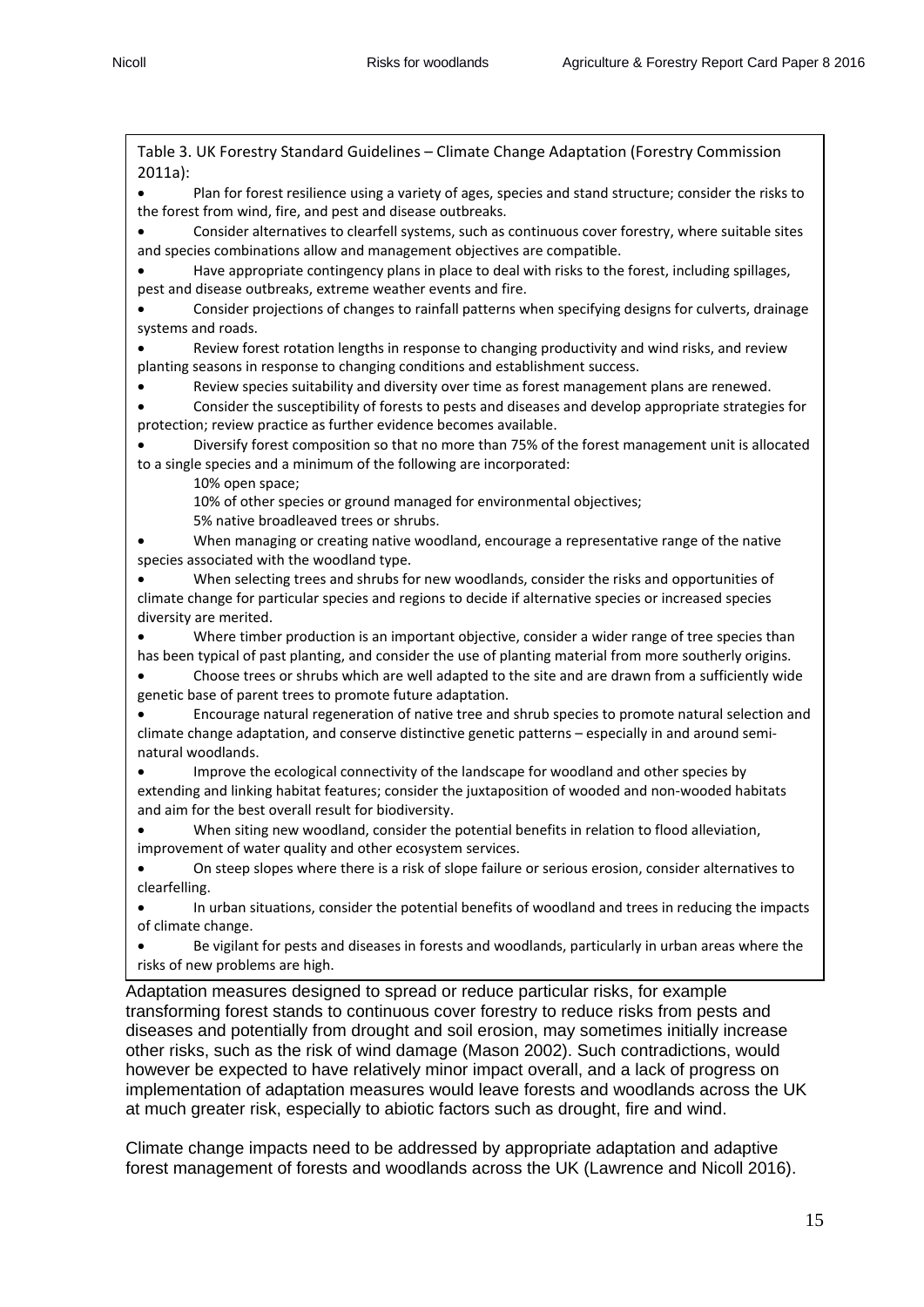Table 3. UK Forestry Standard Guidelines – Climate Change Adaptation (Forestry Commission 2011a):

- Plan for forest resilience using a variety of ages, species and stand structure; consider the risks to the forest from wind, fire, and pest and disease outbreaks.
- Consider alternatives to clearfell systems, such as continuous cover forestry, where suitable sites and species combinations allow and management objectives are compatible.
- Have appropriate contingency plans in place to deal with risks to the forest, including spillages, pest and disease outbreaks, extreme weather events and fire.
- Consider projections of changes to rainfall patterns when specifying designs for culverts, drainage systems and roads.
- Review forest rotation lengths in response to changing productivity and wind risks, and review planting seasons in response to changing conditions and establishment success.
- Review species suitability and diversity over time as forest management plans are renewed.
- Consider the susceptibility of forests to pests and diseases and develop appropriate strategies for protection; review practice as further evidence becomes available.
- Diversify forest composition so that no more than 75% of the forest management unit is allocated to a single species and a minimum of the following are incorporated:
  - 10% open space;
  - 10% of other species or ground managed for environmental objectives;
  - 5% native broadleaved trees or shrubs.
- When managing or creating native woodland, encourage a representative range of the native species associated with the woodland type.
- When selecting trees and shrubs for new woodlands, consider the risks and opportunities of climate change for particular species and regions to decide if alternative species or increased species diversity are merited.
- Where timber production is an important objective, consider a wider range of tree species than has been typical of past planting, and consider the use of planting material from more southerly origins.
- Choose trees or shrubs which are well adapted to the site and are drawn from a sufficiently wide genetic base of parent trees to promote future adaptation.
- Encourage natural regeneration of native tree and shrub species to promote natural selection and climate change adaptation, and conserve distinctive genetic patterns – especially in and around semi-natural woodlands.
- Improve the ecological connectivity of the landscape for woodland and other species by extending and linking habitat features; consider the juxtaposition of wooded and non-wooded habitats and aim for the best overall result for biodiversity.
- When siting new woodland, consider the potential benefits in relation to flood alleviation, improvement of water quality and other ecosystem services.
- On steep slopes where there is a risk of slope failure or serious erosion, consider alternatives to clearfelling.
- In urban situations, consider the potential benefits of woodland and trees in reducing the impacts of climate change.
- Be vigilant for pests and diseases in forests and woodlands, particularly in urban areas where the risks of new problems are high.

Adaptation measures designed to spread or reduce particular risks, for example transforming forest stands to continuous cover forestry to reduce risks from pests and diseases and potentially from drought and soil erosion, may sometimes initially increase other risks, such as the risk of wind damage (Mason 2002). Such contradictions, would however be expected to have relatively minor impact overall, and a lack of progress on implementation of adaptation measures would leave forests and woodlands across the UK at much greater risk, especially to abiotic factors such as drought, fire and wind.

Climate change impacts need to be addressed by appropriate adaptation and adaptive forest management of forests and woodlands across the UK (Lawrence and Nicoll 2016).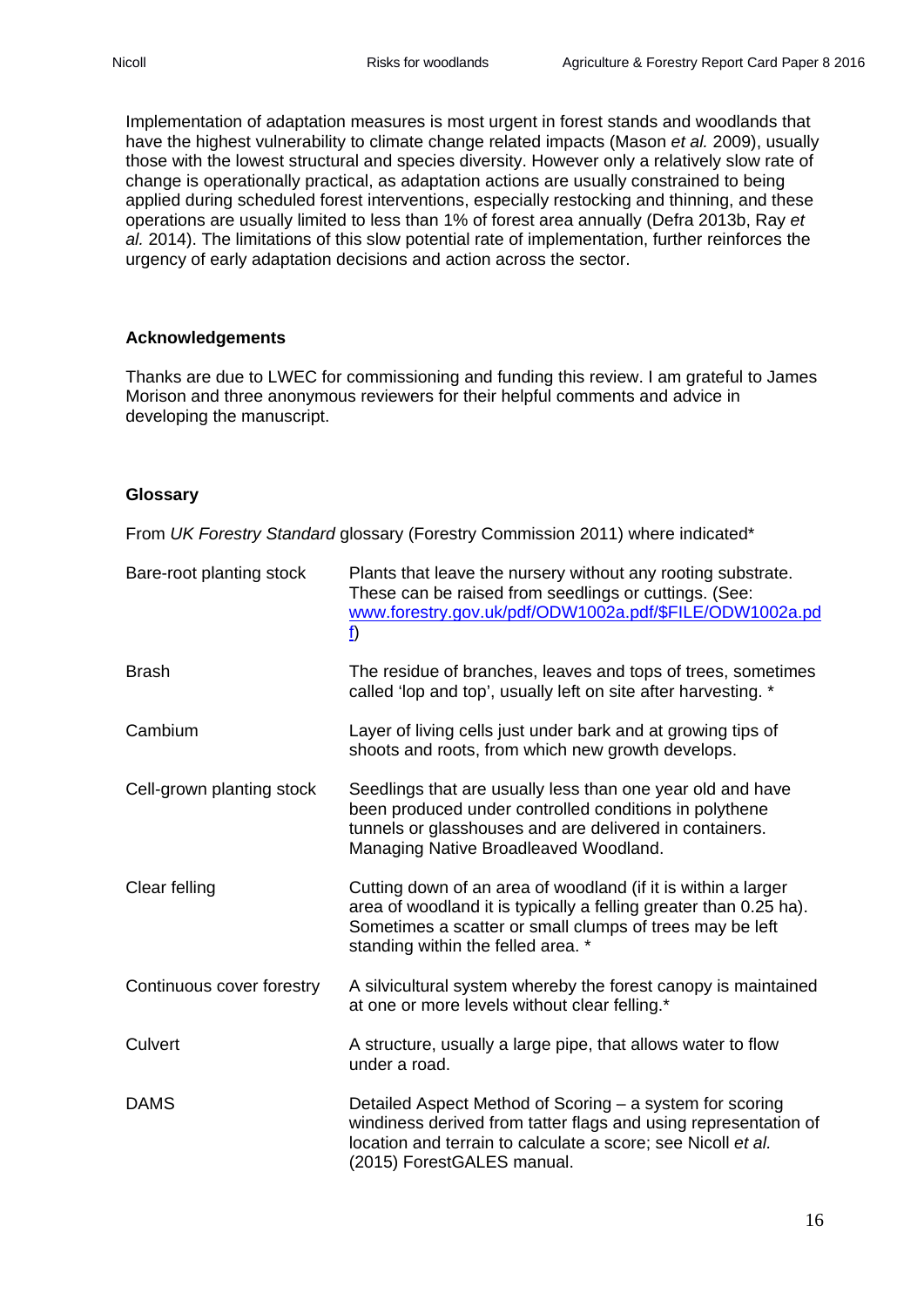Implementation of adaptation measures is most urgent in forest stands and woodlands that have the highest vulnerability to climate change related impacts (Mason *et al.* 2009), usually those with the lowest structural and species diversity. However only a relatively slow rate of change is operationally practical, as adaptation actions are usually constrained to being applied during scheduled forest interventions, especially restocking and thinning, and these operations are usually limited to less than 1% of forest area annually (Defra 2013b, Ray *et al.* 2014). The limitations of this slow potential rate of implementation, further reinforces the urgency of early adaptation decisions and action across the sector.

### Acknowledgements

Thanks are due to LWEC for commissioning and funding this review. I am grateful to James Morison and three anonymous reviewers for their helpful comments and advice in developing the manuscript.

### Glossary

From *UK Forestry Standard* glossary (Forestry Commission 2011) where indicated*

| | |
|---|---|
| Bare-root planting stock | Plants that leave the nursery without any rooting substrate. These can be raised from seedlings or cuttings. (See: www.forestry.gov.uk/pdf/ODW1002a.pdf/$FILE/ODW1002a.pdf) |
| Brash | The residue of branches, leaves and tops of trees, sometimes called 'lop and top', usually left on site after harvesting. * |
| Cambium | Layer of living cells just under bark and at growing tips of shoots and roots, from which new growth develops. |
| Cell-grown planting stock | Seedlings that are usually less than one year old and have been produced under controlled conditions in polythene tunnels or glasshouses and are delivered in containers. Managing Native Broadleaved Woodland. |
| Clear felling | Cutting down of an area of woodland (if it is within a larger area of woodland it is typically a felling greater than 0.25 ha). Sometimes a scatter or small clumps of trees may be left standing within the felled area. * |
| Continuous cover forestry | A silvicultural system whereby the forest canopy is maintained at one or more levels without clear felling.* |
| Culvert | A structure, usually a large pipe, that allows water to flow under a road. |
| DAMS | Detailed Aspect Method of Scoring – a system for scoring windiness derived from tatter flags and using representation of location and terrain to calculate a score; see Nicoll *et al.* (2015) ForestGALES manual. |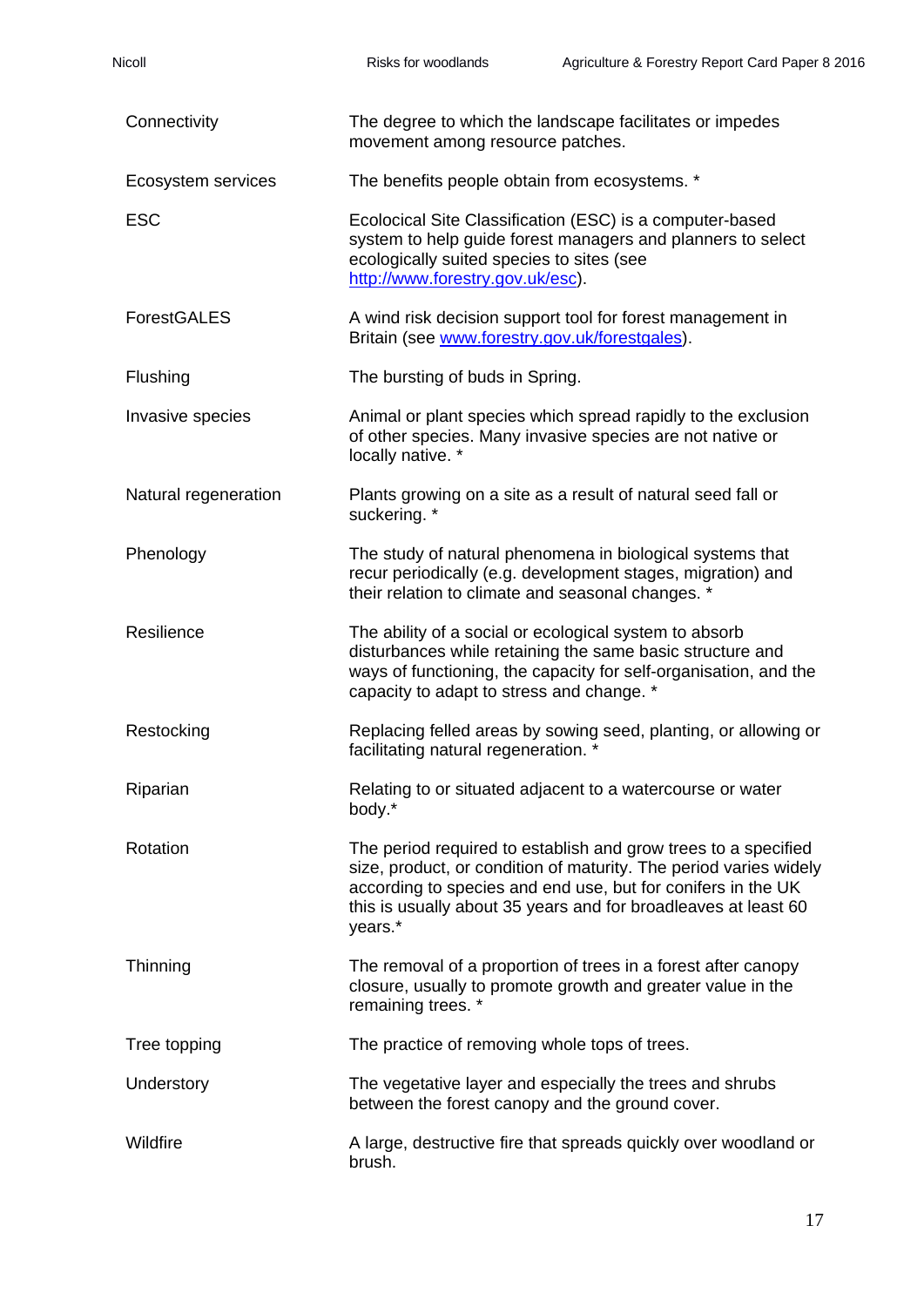| | |
|---|---|
| Connectivity | The degree to which the landscape facilitates or impedes movement among resource patches. |
| Ecosystem services | The benefits people obtain from ecosystems. * |
| ESC | Ecolocical Site Classification (ESC) is a computer-based system to help guide forest managers and planners to select ecologically suited species to sites (see http://www.forestry.gov.uk/esc). |
| ForestGALES | A wind risk decision support tool for forest management in Britain (see www.forestry.gov.uk/forestgales). |
| Flushing | The bursting of buds in Spring. |
| Invasive species | Animal or plant species which spread rapidly to the exclusion of other species. Many invasive species are not native or locally native. * |
| Natural regeneration | Plants growing on a site as a result of natural seed fall or suckering. * |
| Phenology | The study of natural phenomena in biological systems that recur periodically (e.g. development stages, migration) and their relation to climate and seasonal changes. * |
| Resilience | The ability of a social or ecological system to absorb disturbances while retaining the same basic structure and ways of functioning, the capacity for self-organisation, and the capacity to adapt to stress and change. * |
| Restocking | Replacing felled areas by sowing seed, planting, or allowing or facilitating natural regeneration. * |
| Riparian | Relating to or situated adjacent to a watercourse or water body.* |
| Rotation | The period required to establish and grow trees to a specified size, product, or condition of maturity. The period varies widely according to species and end use, but for conifers in the UK this is usually about 35 years and for broadleaves at least 60 years.* |
| Thinning | The removal of a proportion of trees in a forest after canopy closure, usually to promote growth and greater value in the remaining trees. * |
| Tree topping | The practice of removing whole tops of trees. |
| Understory | The vegetative layer and especially the trees and shrubs between the forest canopy and the ground cover. |
| Wildfire | A large, destructive fire that spreads quickly over woodland or brush. |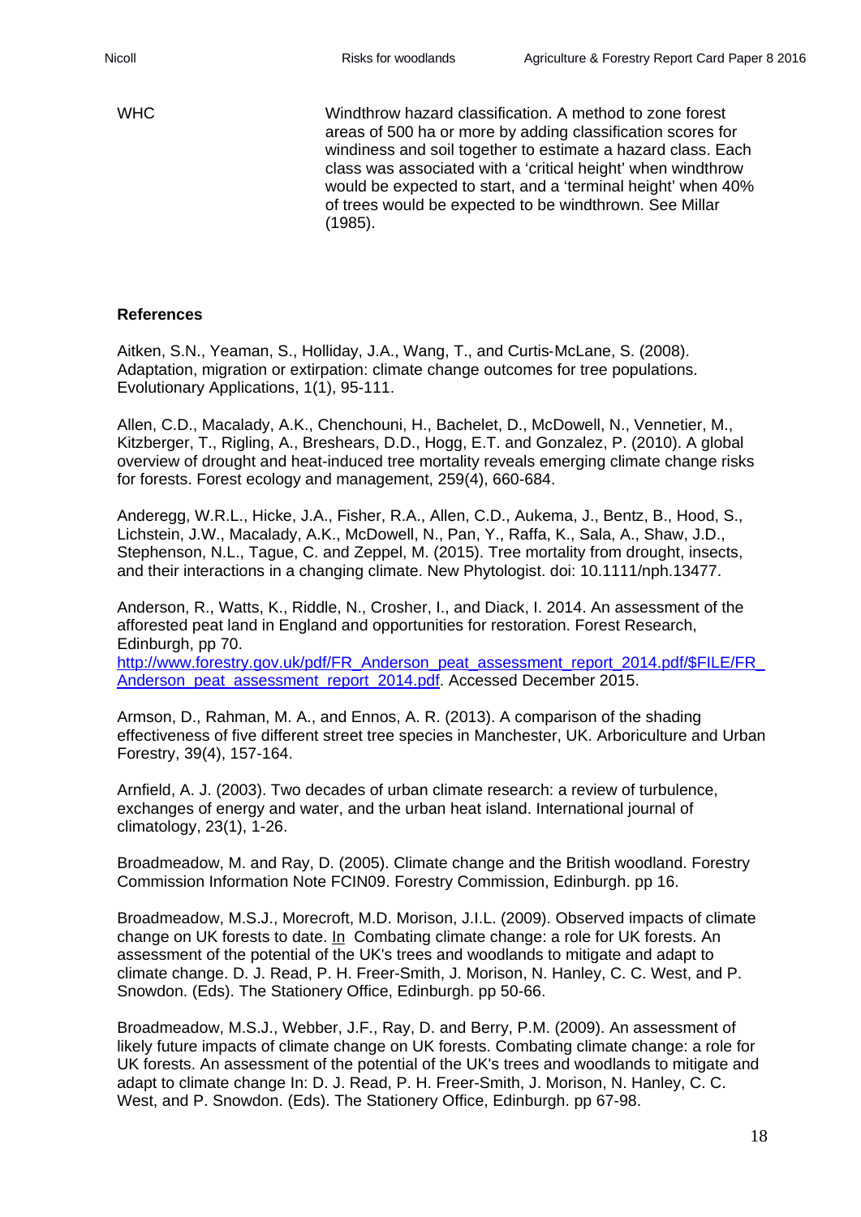| | |
|---|---|
| WHC | Windthrow hazard classification. A method to zone forest areas of 500 ha or more by adding classification scores for windiness and soil together to estimate a hazard class. Each class was associated with a 'critical height' when windthrow would be expected to start, and a 'terminal height' when 40% of trees would be expected to be windthrown. See Millar (1985). |

## References

Aitken, S.N., Yeaman, S., Holliday, J.A., Wang, T., and Curtis‐McLane, S. (2008). Adaptation, migration or extirpation: climate change outcomes for tree populations. Evolutionary Applications, 1(1), 95-111.

Allen, C.D., Macalady, A.K., Chenchouni, H., Bachelet, D., McDowell, N., Vennetier, M., Kitzberger, T., Rigling, A., Breshears, D.D., Hogg, E.T. and Gonzalez, P. (2010). A global overview of drought and heat-induced tree mortality reveals emerging climate change risks for forests. Forest ecology and management, 259(4), 660-684.

Anderegg, W.R.L., Hicke, J.A., Fisher, R.A., Allen, C.D., Aukema, J., Bentz, B., Hood, S., Lichstein, J.W., Macalady, A.K., McDowell, N., Pan, Y., Raffa, K., Sala, A., Shaw, J.D., Stephenson, N.L., Tague, C. and Zeppel, M. (2015). Tree mortality from drought, insects, and their interactions in a changing climate. New Phytologist. doi: 10.1111/nph.13477.

Anderson, R., Watts, K., Riddle, N., Crosher, I., and Diack, I. 2014. An assessment of the afforested peat land in England and opportunities for restoration. Forest Research, Edinburgh, pp 70. http://www.forestry.gov.uk/pdf/FR_Anderson_peat_assessment_report_2014.pdf/$FILE/FR_Anderson_peat_assessment_report_2014.pdf. Accessed December 2015.

Armson, D., Rahman, M. A., and Ennos, A. R. (2013). A comparison of the shading effectiveness of five different street tree species in Manchester, UK. Arboriculture and Urban Forestry, 39(4), 157-164.

Arnfield, A. J. (2003). Two decades of urban climate research: a review of turbulence, exchanges of energy and water, and the urban heat island. International journal of climatology, 23(1), 1-26.

Broadmeadow, M. and Ray, D. (2005). Climate change and the British woodland. Forestry Commission Information Note FCIN09. Forestry Commission, Edinburgh. pp 16.

Broadmeadow, M.S.J., Morecroft, M.D. Morison, J.I.L. (2009). Observed impacts of climate change on UK forests to date. In Combating climate change: a role for UK forests. An assessment of the potential of the UK's trees and woodlands to mitigate and adapt to climate change. D. J. Read, P. H. Freer-Smith, J. Morison, N. Hanley, C. C. West, and P. Snowdon. (Eds). The Stationery Office, Edinburgh. pp 50-66.

Broadmeadow, M.S.J., Webber, J.F., Ray, D. and Berry, P.M. (2009). An assessment of likely future impacts of climate change on UK forests. Combating climate change: a role for UK forests. An assessment of the potential of the UK's trees and woodlands to mitigate and adapt to climate change In: D. J. Read, P. H. Freer-Smith, J. Morison, N. Hanley, C. C. West, and P. Snowdon. (Eds). The Stationery Office, Edinburgh. pp 67-98.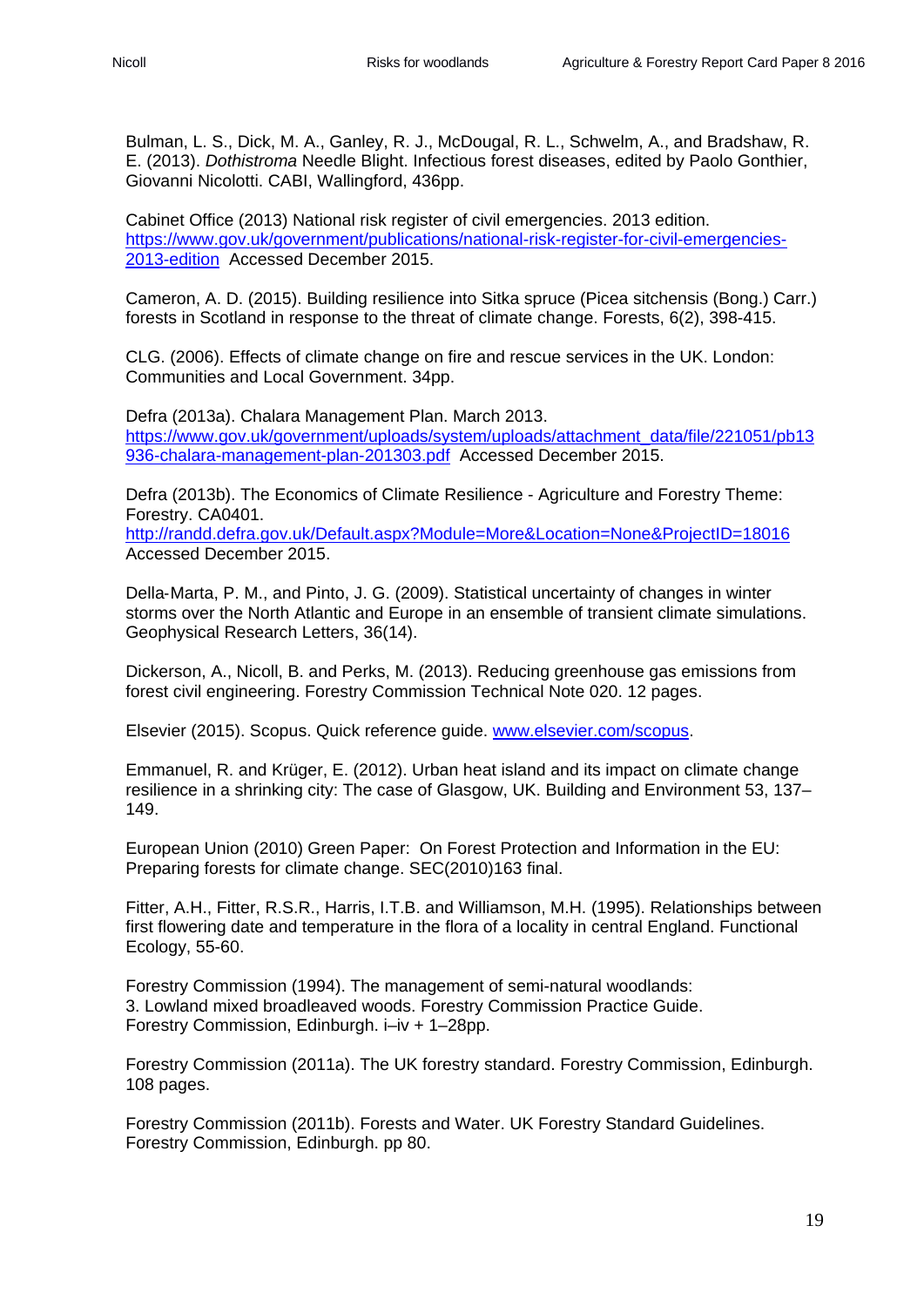Bulman, L. S., Dick, M. A., Ganley, R. J., McDougal, R. L., Schwelm, A., and Bradshaw, R. E. (2013). *Dothistroma* Needle Blight. Infectious forest diseases, edited by Paolo Gonthier, Giovanni Nicolotti. CABI, Wallingford, 436pp.

Cabinet Office (2013) National risk register of civil emergencies. 2013 edition. [https://www.gov.uk/government/publications/national-risk-register-for-civil-emergencies-2013-edition](https://www.gov.uk/government/publications/national-risk-register-for-civil-emergencies-2013-edition) Accessed December 2015.

Cameron, A. D. (2015). Building resilience into Sitka spruce (Picea sitchensis (Bong.) Carr.) forests in Scotland in response to the threat of climate change. Forests, 6(2), 398-415.

CLG. (2006). Effects of climate change on fire and rescue services in the UK. London: Communities and Local Government. 34pp.

Defra (2013a). Chalara Management Plan. March 2013. [https://www.gov.uk/government/uploads/system/uploads/attachment_data/file/221051/pb13936-chalara-management-plan-201303.pdf](https://www.gov.uk/government/uploads/system/uploads/attachment_data/file/221051/pb13936-chalara-management-plan-201303.pdf) Accessed December 2015.

Defra (2013b). The Economics of Climate Resilience - Agriculture and Forestry Theme: Forestry. CA0401. [http://randd.defra.gov.uk/Default.aspx?Module=More&Location=None&ProjectID=18016](http://randd.defra.gov.uk/Default.aspx?Module=More&Location=None&ProjectID=18016) Accessed December 2015.

Della-Marta, P. M., and Pinto, J. G. (2009). Statistical uncertainty of changes in winter storms over the North Atlantic and Europe in an ensemble of transient climate simulations. Geophysical Research Letters, 36(14).

Dickerson, A., Nicoll, B. and Perks, M. (2013). Reducing greenhouse gas emissions from forest civil engineering. Forestry Commission Technical Note 020. 12 pages.

Elsevier (2015). Scopus. Quick reference guide. [www.elsevier.com/scopus](www.elsevier.com/scopus).

Emmanuel, R. and Krüger, E. (2012). Urban heat island and its impact on climate change resilience in a shrinking city: The case of Glasgow, UK. Building and Environment 53, 137–149.

European Union (2010) Green Paper: On Forest Protection and Information in the EU: Preparing forests for climate change. SEC(2010)163 final.

Fitter, A.H., Fitter, R.S.R., Harris, I.T.B. and Williamson, M.H. (1995). Relationships between first flowering date and temperature in the flora of a locality in central England. Functional Ecology, 55-60.

Forestry Commission (1994). The management of semi-natural woodlands: 3. Lowland mixed broadleaved woods. Forestry Commission Practice Guide. Forestry Commission, Edinburgh. i–iv + 1–28pp.

Forestry Commission (2011a). The UK forestry standard. Forestry Commission, Edinburgh. 108 pages.

Forestry Commission (2011b). Forests and Water. UK Forestry Standard Guidelines. Forestry Commission, Edinburgh. pp 80.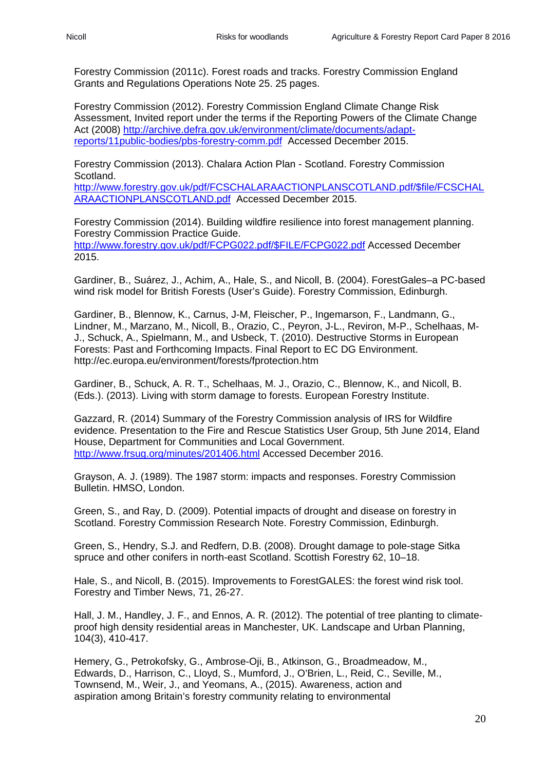Forestry Commission (2011c). Forest roads and tracks. Forestry Commission England Grants and Regulations Operations Note 25. 25 pages.

Forestry Commission (2012). Forestry Commission England Climate Change Risk Assessment, Invited report under the terms if the Reporting Powers of the Climate Change Act (2008) http://archive.defra.gov.uk/environment/climate/documents/adapt-reports/11public-bodies/pbs-forestry-comm.pdf Accessed December 2015.

Forestry Commission (2013). Chalara Action Plan - Scotland. Forestry Commission Scotland.
http://www.forestry.gov.uk/pdf/FCSCHALARAACTIONPLANSCOTLAND.pdf/$file/FCSCHALARAACTIONPLANSCOTLAND.pdf Accessed December 2015.

Forestry Commission (2014). Building wildfire resilience into forest management planning. Forestry Commission Practice Guide.
http://www.forestry.gov.uk/pdf/FCPG022.pdf/$FILE/FCPG022.pdf Accessed December 2015.

Gardiner, B., Suárez, J., Achim, A., Hale, S., and Nicoll, B. (2004). ForestGales–a PC-based wind risk model for British Forests (User's Guide). Forestry Commission, Edinburgh.

Gardiner, B., Blennow, K., Carnus, J-M, Fleischer, P., Ingemarson, F., Landmann, G., Lindner, M., Marzano, M., Nicoll, B., Orazio, C., Peyron, J-L., Reviron, M-P., Schelhaas, M-J., Schuck, A., Spielmann, M., and Usbeck, T. (2010). Destructive Storms in European Forests: Past and Forthcoming Impacts. Final Report to EC DG Environment. http://ec.europa.eu/environment/forests/fprotection.htm

Gardiner, B., Schuck, A. R. T., Schelhaas, M. J., Orazio, C., Blennow, K., and Nicoll, B. (Eds.). (2013). Living with storm damage to forests. European Forestry Institute.

Gazzard, R. (2014) Summary of the Forestry Commission analysis of IRS for Wildfire evidence. Presentation to the Fire and Rescue Statistics User Group, 5th June 2014, Eland House, Department for Communities and Local Government. http://www.frsug.org/minutes/201406.html Accessed December 2016.

Grayson, A. J. (1989). The 1987 storm: impacts and responses. Forestry Commission Bulletin. HMSO, London.

Green, S., and Ray, D. (2009). Potential impacts of drought and disease on forestry in Scotland. Forestry Commission Research Note. Forestry Commission, Edinburgh.

Green, S., Hendry, S.J. and Redfern, D.B. (2008). Drought damage to pole-stage Sitka spruce and other conifers in north-east Scotland. Scottish Forestry 62, 10–18.

Hale, S., and Nicoll, B. (2015). Improvements to ForestGALES: the forest wind risk tool. Forestry and Timber News, 71, 26-27.

Hall, J. M., Handley, J. F., and Ennos, A. R. (2012). The potential of tree planting to climate-proof high density residential areas in Manchester, UK. Landscape and Urban Planning, 104(3), 410-417.

Hemery, G., Petrokofsky, G., Ambrose-Oji, B., Atkinson, G., Broadmeadow, M., Edwards, D., Harrison, C., Lloyd, S., Mumford, J., O'Brien, L., Reid, C., Seville, M., Townsend, M., Weir, J., and Yeomans, A., (2015). Awareness, action and aspiration among Britain's forestry community relating to environmental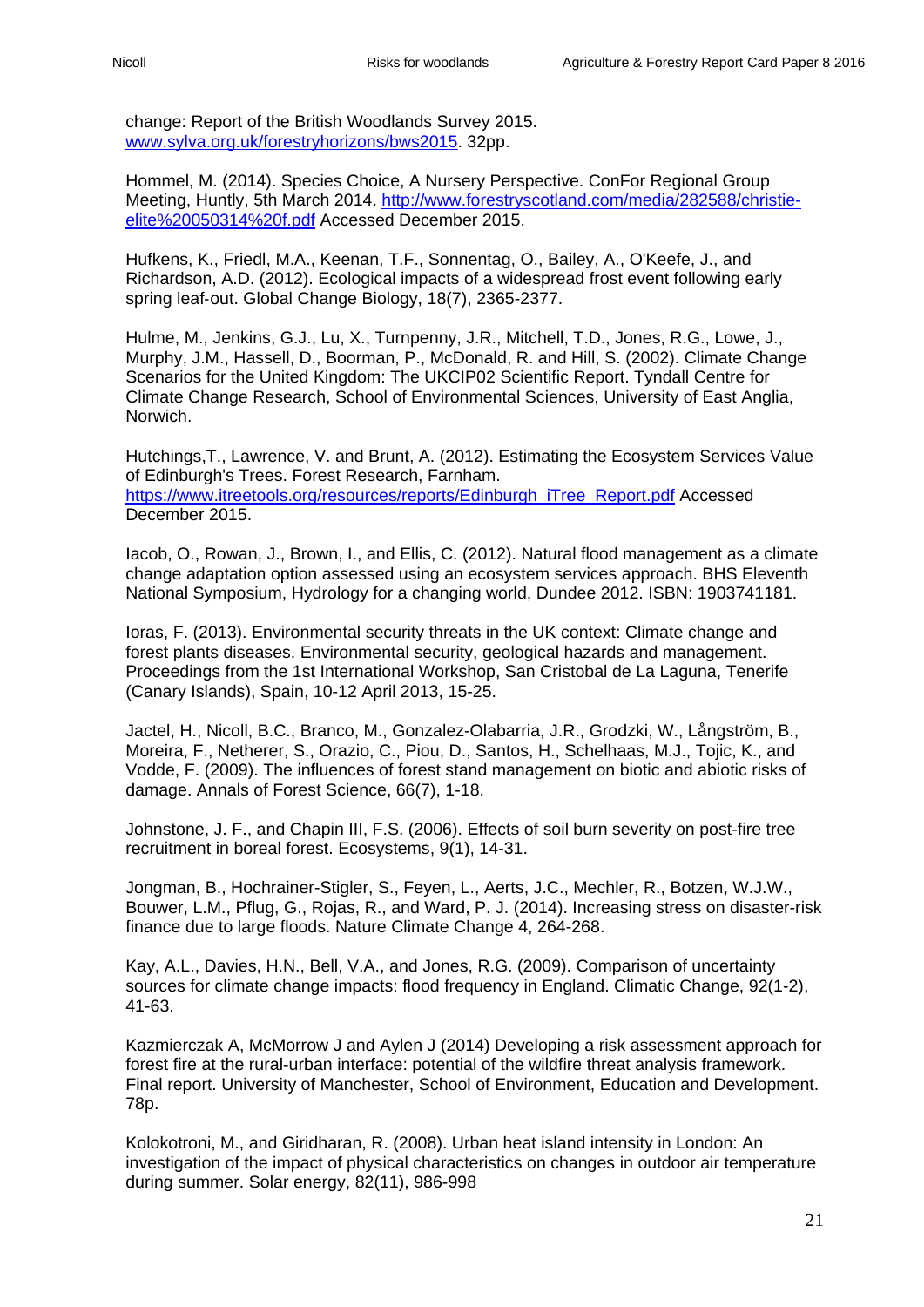change: Report of the British Woodlands Survey 2015. www.sylva.org.uk/forestryhorizons/bws2015. 32pp.

Hommel, M. (2014). Species Choice, A Nursery Perspective. ConFor Regional Group Meeting, Huntly, 5th March 2014. http://www.forestryscotland.com/media/282588/christie-elite%20050314%20f.pdf Accessed December 2015.

Hufkens, K., Friedl, M.A., Keenan, T.F., Sonnentag, O., Bailey, A., O'Keefe, J., and Richardson, A.D. (2012). Ecological impacts of a widespread frost event following early spring leaf-out. Global Change Biology, 18(7), 2365-2377.

Hulme, M., Jenkins, G.J., Lu, X., Turnpenny, J.R., Mitchell, T.D., Jones, R.G., Lowe, J., Murphy, J.M., Hassell, D., Boorman, P., McDonald, R. and Hill, S. (2002). Climate Change Scenarios for the United Kingdom: The UKCIP02 Scientific Report. Tyndall Centre for Climate Change Research, School of Environmental Sciences, University of East Anglia, Norwich.

Hutchings,T., Lawrence, V. and Brunt, A. (2012). Estimating the Ecosystem Services Value of Edinburgh's Trees. Forest Research, Farnham. https://www.itreetools.org/resources/reports/Edinburgh_iTree_Report.pdf Accessed December 2015.

Iacob, O., Rowan, J., Brown, I., and Ellis, C. (2012). Natural flood management as a climate change adaptation option assessed using an ecosystem services approach. BHS Eleventh National Symposium, Hydrology for a changing world, Dundee 2012. ISBN: 1903741181.

Ioras, F. (2013). Environmental security threats in the UK context: Climate change and forest plants diseases. Environmental security, geological hazards and management. Proceedings from the 1st International Workshop, San Cristobal de La Laguna, Tenerife (Canary Islands), Spain, 10-12 April 2013, 15-25.

Jactel, H., Nicoll, B.C., Branco, M., Gonzalez-Olabarria, J.R., Grodzki, W., Långström, B., Moreira, F., Netherer, S., Orazio, C., Piou, D., Santos, H., Schelhaas, M.J., Tojic, K., and Vodde, F. (2009). The influences of forest stand management on biotic and abiotic risks of damage. Annals of Forest Science, 66(7), 1-18.

Johnstone, J. F., and Chapin III, F.S. (2006). Effects of soil burn severity on post-fire tree recruitment in boreal forest. Ecosystems, 9(1), 14-31.

Jongman, B., Hochrainer-Stigler, S., Feyen, L., Aerts, J.C., Mechler, R., Botzen, W.J.W., Bouwer, L.M., Pflug, G., Rojas, R., and Ward, P. J. (2014). Increasing stress on disaster-risk finance due to large floods. Nature Climate Change 4, 264-268.

Kay, A.L., Davies, H.N., Bell, V.A., and Jones, R.G. (2009). Comparison of uncertainty sources for climate change impacts: flood frequency in England. Climatic Change, 92(1-2), 41-63.

Kazmierczak A, McMorrow J and Aylen J (2014) Developing a risk assessment approach for forest fire at the rural-urban interface: potential of the wildfire threat analysis framework. Final report. University of Manchester, School of Environment, Education and Development. 78p.

Kolokotroni, M., and Giridharan, R. (2008). Urban heat island intensity in London: An investigation of the impact of physical characteristics on changes in outdoor air temperature during summer. Solar energy, 82(11), 986-998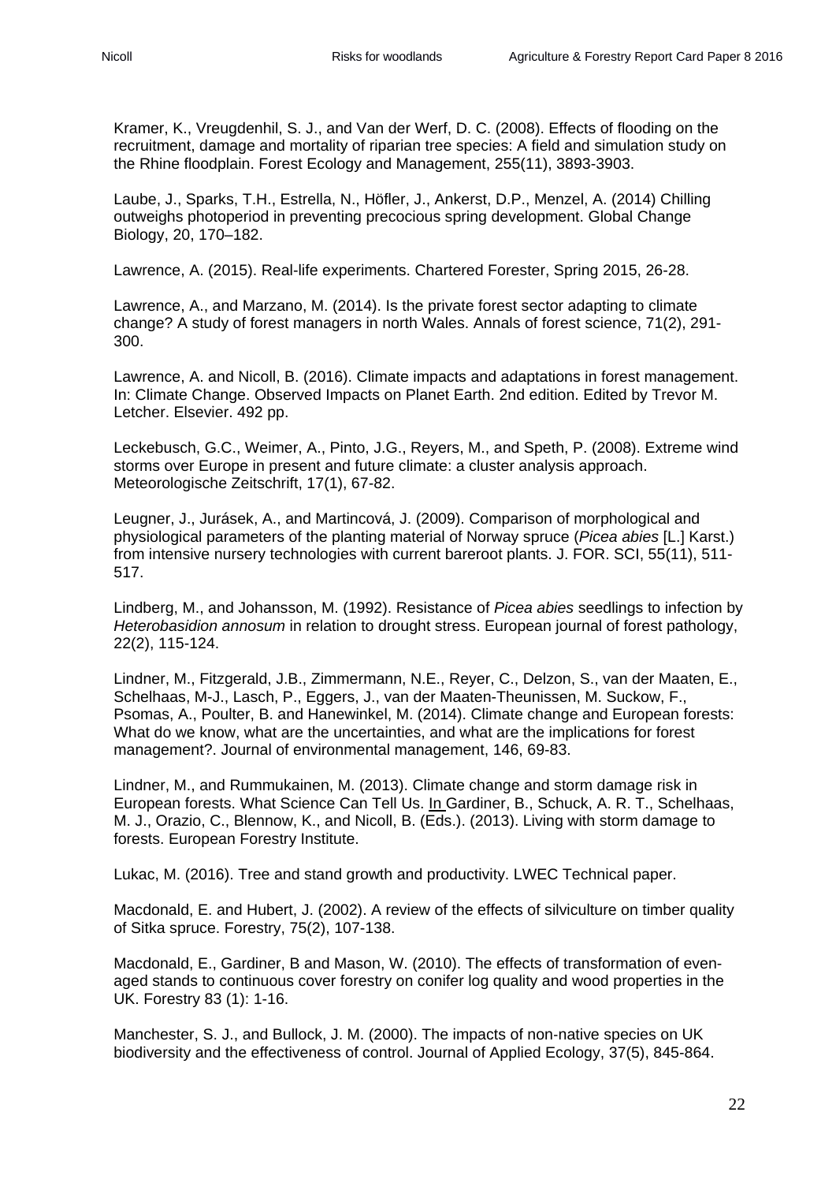Kramer, K., Vreugdenhil, S. J., and Van der Werf, D. C. (2008). Effects of flooding on the recruitment, damage and mortality of riparian tree species: A field and simulation study on the Rhine floodplain. Forest Ecology and Management, 255(11), 3893-3903.

Laube, J., Sparks, T.H., Estrella, N., Höfler, J., Ankerst, D.P., Menzel, A. (2014) Chilling outweighs photoperiod in preventing precocious spring development. Global Change Biology, 20, 170–182.

Lawrence, A. (2015). Real-life experiments. Chartered Forester, Spring 2015, 26-28.

Lawrence, A., and Marzano, M. (2014). Is the private forest sector adapting to climate change? A study of forest managers in north Wales. Annals of forest science, 71(2), 291-300.

Lawrence, A. and Nicoll, B. (2016). Climate impacts and adaptations in forest management. In: Climate Change. Observed Impacts on Planet Earth. 2nd edition. Edited by Trevor M. Letcher. Elsevier. 492 pp.

Leckebusch, G.C., Weimer, A., Pinto, J.G., Reyers, M., and Speth, P. (2008). Extreme wind storms over Europe in present and future climate: a cluster analysis approach. Meteorologische Zeitschrift, 17(1), 67-82.

Leugner, J., Jurásek, A., and Martincová, J. (2009). Comparison of morphological and physiological parameters of the planting material of Norway spruce (*Picea abies* [L.] Karst.) from intensive nursery technologies with current bareroot plants. J. FOR. SCI, 55(11), 511-517.

Lindberg, M., and Johansson, M. (1992). Resistance of *Picea abies* seedlings to infection by *Heterobasidion annosum* in relation to drought stress. European journal of forest pathology, 22(2), 115-124.

Lindner, M., Fitzgerald, J.B., Zimmermann, N.E., Reyer, C., Delzon, S., van der Maaten, E., Schelhaas, M-J., Lasch, P., Eggers, J., van der Maaten-Theunissen, M. Suckow, F., Psomas, A., Poulter, B. and Hanewinkel, M. (2014). Climate change and European forests: What do we know, what are the uncertainties, and what are the implications for forest management?. Journal of environmental management, 146, 69-83.

Lindner, M., and Rummukainen, M. (2013). Climate change and storm damage risk in European forests. What Science Can Tell Us. In Gardiner, B., Schuck, A. R. T., Schelhaas, M. J., Orazio, C., Blennow, K., and Nicoll, B. (Eds.). (2013). Living with storm damage to forests. European Forestry Institute.

Lukac, M. (2016). Tree and stand growth and productivity. LWEC Technical paper.

Macdonald, E. and Hubert, J. (2002). A review of the effects of silviculture on timber quality of Sitka spruce. Forestry, 75(2), 107-138.

Macdonald, E., Gardiner, B and Mason, W. (2010). The effects of transformation of even-aged stands to continuous cover forestry on conifer log quality and wood properties in the UK. Forestry 83 (1): 1-16.

Manchester, S. J., and Bullock, J. M. (2000). The impacts of non-native species on UK biodiversity and the effectiveness of control. Journal of Applied Ecology, 37(5), 845-864.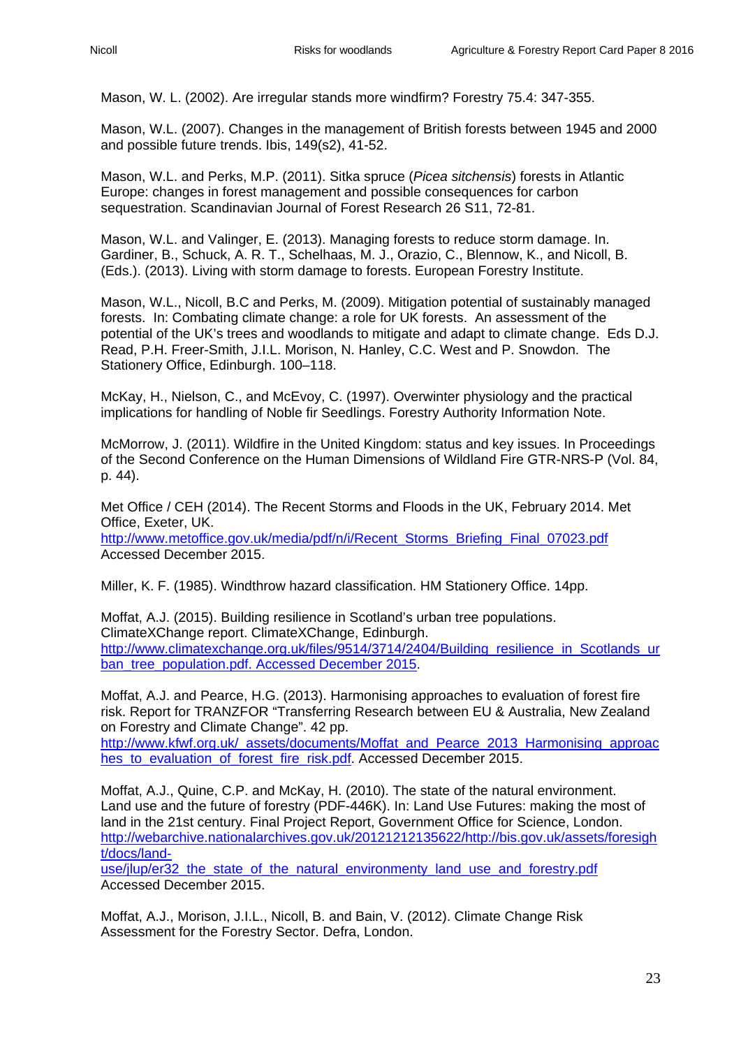Mason, W. L. (2002). Are irregular stands more windfirm? Forestry 75.4: 347-355.

Mason, W.L. (2007). Changes in the management of British forests between 1945 and 2000 and possible future trends. Ibis, 149(s2), 41-52.

Mason, W.L. and Perks, M.P. (2011). Sitka spruce (*Picea sitchensis*) forests in Atlantic Europe: changes in forest management and possible consequences for carbon sequestration. Scandinavian Journal of Forest Research 26 S11, 72-81.

Mason, W.L. and Valinger, E. (2013). Managing forests to reduce storm damage. In. Gardiner, B., Schuck, A. R. T., Schelhaas, M. J., Orazio, C., Blennow, K., and Nicoll, B. (Eds.). (2013). Living with storm damage to forests. European Forestry Institute.

Mason, W.L., Nicoll, B.C and Perks, M. (2009). Mitigation potential of sustainably managed forests. In: Combating climate change: a role for UK forests. An assessment of the potential of the UK's trees and woodlands to mitigate and adapt to climate change. Eds D.J. Read, P.H. Freer-Smith, J.I.L. Morison, N. Hanley, C.C. West and P. Snowdon. The Stationery Office, Edinburgh. 100–118.

McKay, H., Nielson, C., and McEvoy, C. (1997). Overwinter physiology and the practical implications for handling of Noble fir Seedlings. Forestry Authority Information Note.

McMorrow, J. (2011). Wildfire in the United Kingdom: status and key issues. In Proceedings of the Second Conference on the Human Dimensions of Wildland Fire GTR-NRS-P (Vol. 84, p. 44).

Met Office / CEH (2014). The Recent Storms and Floods in the UK, February 2014. Met Office, Exeter, UK.
http://www.metoffice.gov.uk/media/pdf/n/i/Recent_Storms_Briefing_Final_07023.pdf
Accessed December 2015.

Miller, K. F. (1985). Windthrow hazard classification. HM Stationery Office. 14pp.

Moffat, A.J. (2015). Building resilience in Scotland's urban tree populations. ClimateXChange report. ClimateXChange, Edinburgh.
http://www.climatexchange.org.uk/files/9514/3714/2404/Building_resilience_in_Scotlands_urban_tree_population.pdf. Accessed December 2015.

Moffat, A.J. and Pearce, H.G. (2013). Harmonising approaches to evaluation of forest fire risk. Report for TRANZFOR "Transferring Research between EU & Australia, New Zealand on Forestry and Climate Change". 42 pp.
http://www.kfwf.org.uk/_assets/documents/Moffat_and_Pearce_2013_Harmonising_approaches_to_evaluation_of_forest_fire_risk.pdf. Accessed December 2015.

Moffat, A.J., Quine, C.P. and McKay, H. (2010). The state of the natural environment. Land use and the future of forestry (PDF-446K). In: Land Use Futures: making the most of land in the 21st century. Final Project Report, Government Office for Science, London.
http://webarchive.nationalarchives.gov.uk/20121212135622/http://bis.gov.uk/assets/foresight/docs/land-use/jlup/er32_the_state_of_the_natural_environmenty_land_use_and_forestry.pdf
Accessed December 2015.

Moffat, A.J., Morison, J.I.L., Nicoll, B. and Bain, V. (2012). Climate Change Risk Assessment for the Forestry Sector. Defra, London.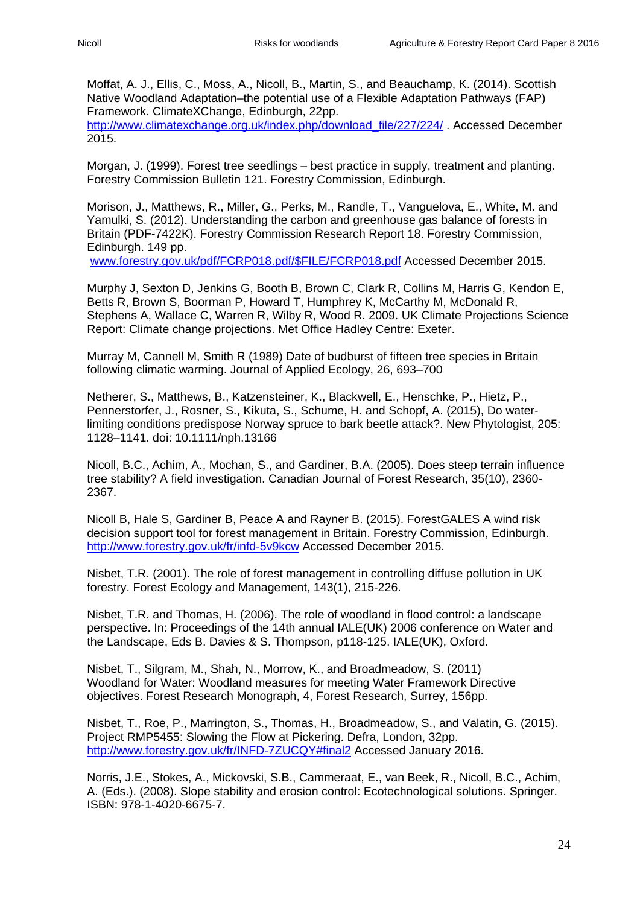Moffat, A. J., Ellis, C., Moss, A., Nicoll, B., Martin, S., and Beauchamp, K. (2014). Scottish Native Woodland Adaptation–the potential use of a Flexible Adaptation Pathways (FAP) Framework. ClimateXChange, Edinburgh, 22pp. http://www.climatexchange.org.uk/index.php/download_file/227/224/ . Accessed December 2015.

Morgan, J. (1999). Forest tree seedlings – best practice in supply, treatment and planting. Forestry Commission Bulletin 121. Forestry Commission, Edinburgh.

Morison, J., Matthews, R., Miller, G., Perks, M., Randle, T., Vanguelova, E., White, M. and Yamulki, S. (2012). Understanding the carbon and greenhouse gas balance of forests in Britain (PDF-7422K). Forestry Commission Research Report 18. Forestry Commission, Edinburgh. 149 pp. www.forestry.gov.uk/pdf/FCRP018.pdf/$FILE/FCRP018.pdf Accessed December 2015.

Murphy J, Sexton D, Jenkins G, Booth B, Brown C, Clark R, Collins M, Harris G, Kendon E, Betts R, Brown S, Boorman P, Howard T, Humphrey K, McCarthy M, McDonald R, Stephens A, Wallace C, Warren R, Wilby R, Wood R. 2009. UK Climate Projections Science Report: Climate change projections. Met Office Hadley Centre: Exeter.

Murray M, Cannell M, Smith R (1989) Date of budburst of fifteen tree species in Britain following climatic warming. Journal of Applied Ecology, 26, 693–700

Netherer, S., Matthews, B., Katzensteiner, K., Blackwell, E., Henschke, P., Hietz, P., Pennerstorfer, J., Rosner, S., Kikuta, S., Schume, H. and Schopf, A. (2015), Do water-limiting conditions predispose Norway spruce to bark beetle attack?. New Phytologist, 205: 1128–1141. doi: 10.1111/nph.13166

Nicoll, B.C., Achim, A., Mochan, S., and Gardiner, B.A. (2005). Does steep terrain influence tree stability? A field investigation. Canadian Journal of Forest Research, 35(10), 2360-2367.

Nicoll B, Hale S, Gardiner B, Peace A and Rayner B. (2015). ForestGALES A wind risk decision support tool for forest management in Britain. Forestry Commission, Edinburgh. http://www.forestry.gov.uk/fr/infd-5v9kcw Accessed December 2015.

Nisbet, T.R. (2001). The role of forest management in controlling diffuse pollution in UK forestry. Forest Ecology and Management, 143(1), 215-226.

Nisbet, T.R. and Thomas, H. (2006). The role of woodland in flood control: a landscape perspective. In: Proceedings of the 14th annual IALE(UK) 2006 conference on Water and the Landscape, Eds B. Davies & S. Thompson, p118-125. IALE(UK), Oxford.

Nisbet, T., Silgram, M., Shah, N., Morrow, K., and Broadmeadow, S. (2011) Woodland for Water: Woodland measures for meeting Water Framework Directive objectives. Forest Research Monograph, 4, Forest Research, Surrey, 156pp.

Nisbet, T., Roe, P., Marrington, S., Thomas, H., Broadmeadow, S., and Valatin, G. (2015). Project RMP5455: Slowing the Flow at Pickering. Defra, London, 32pp. http://www.forestry.gov.uk/fr/INFD-7ZUCQY#final2 Accessed January 2016.

Norris, J.E., Stokes, A., Mickovski, S.B., Cammeraat, E., van Beek, R., Nicoll, B.C., Achim, A. (Eds.). (2008). Slope stability and erosion control: Ecotechnological solutions. Springer. ISBN: 978-1-4020-6675-7.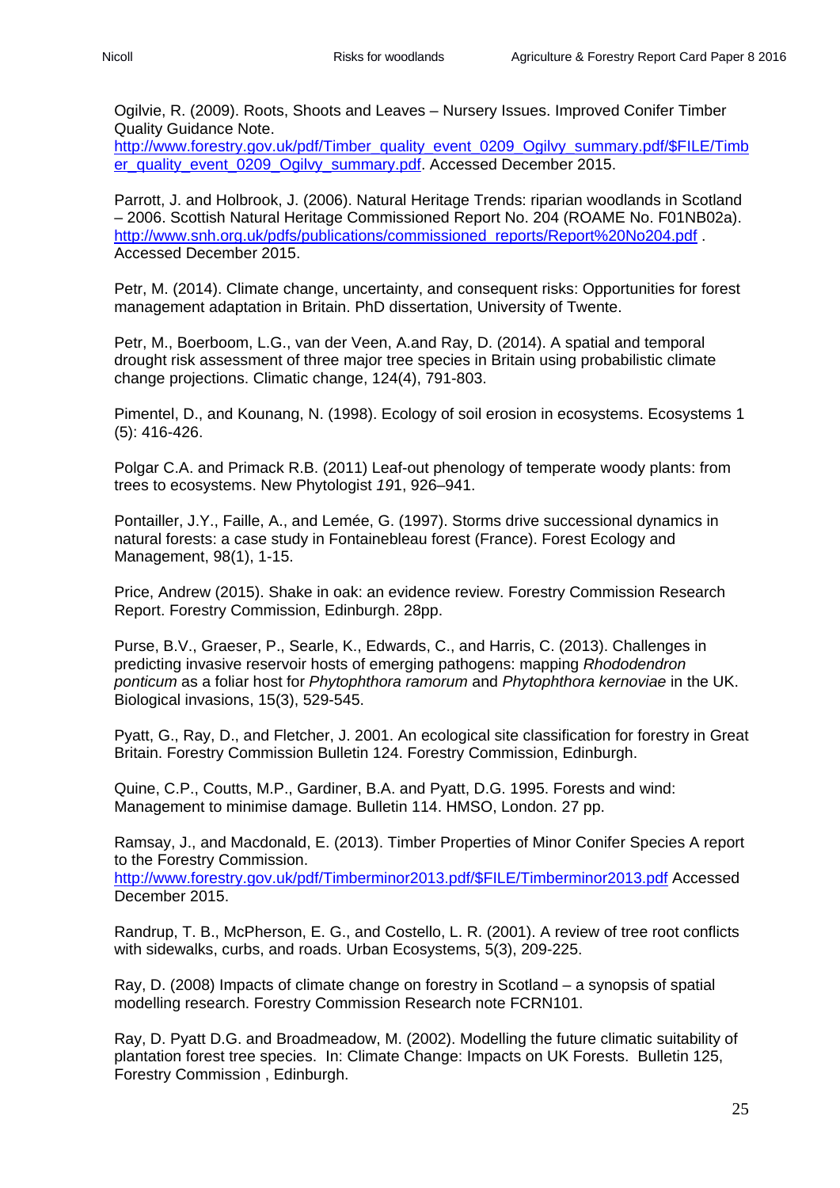Ogilvie, R. (2009). Roots, Shoots and Leaves – Nursery Issues. Improved Conifer Timber Quality Guidance Note. http://www.forestry.gov.uk/pdf/Timber_quality_event_0209_Ogilvy_summary.pdf/$FILE/Timber_quality_event_0209_Ogilvy_summary.pdf. Accessed December 2015.

Parrott, J. and Holbrook, J. (2006). Natural Heritage Trends: riparian woodlands in Scotland – 2006. Scottish Natural Heritage Commissioned Report No. 204 (ROAME No. F01NB02a). http://www.snh.org.uk/pdfs/publications/commissioned_reports/Report%20No204.pdf . Accessed December 2015.

Petr, M. (2014). Climate change, uncertainty, and consequent risks: Opportunities for forest management adaptation in Britain. PhD dissertation, University of Twente.

Petr, M., Boerboom, L.G., van der Veen, A.and Ray, D. (2014). A spatial and temporal drought risk assessment of three major tree species in Britain using probabilistic climate change projections. Climatic change, 124(4), 791-803.

Pimentel, D., and Kounang, N. (1998). Ecology of soil erosion in ecosystems. Ecosystems 1 (5): 416-426.

Polgar C.A. and Primack R.B. (2011) Leaf-out phenology of temperate woody plants: from trees to ecosystems. New Phytologist *19*1, 926–941.

Pontailler, J.Y., Faille, A., and Lemée, G. (1997). Storms drive successional dynamics in natural forests: a case study in Fontainebleau forest (France). Forest Ecology and Management, 98(1), 1-15.

Price, Andrew (2015). Shake in oak: an evidence review. Forestry Commission Research Report. Forestry Commission, Edinburgh. 28pp.

Purse, B.V., Graeser, P., Searle, K., Edwards, C., and Harris, C. (2013). Challenges in predicting invasive reservoir hosts of emerging pathogens: mapping *Rhododendron ponticum* as a foliar host for *Phytophthora ramorum* and *Phytophthora kernoviae* in the UK. Biological invasions, 15(3), 529-545.

Pyatt, G., Ray, D., and Fletcher, J. 2001. An ecological site classification for forestry in Great Britain. Forestry Commission Bulletin 124. Forestry Commission, Edinburgh.

Quine, C.P., Coutts, M.P., Gardiner, B.A. and Pyatt, D.G. 1995. Forests and wind: Management to minimise damage. Bulletin 114. HMSO, London. 27 pp.

Ramsay, J., and Macdonald, E. (2013). Timber Properties of Minor Conifer Species A report to the Forestry Commission. http://www.forestry.gov.uk/pdf/Timberminor2013.pdf/$FILE/Timberminor2013.pdf Accessed December 2015.

Randrup, T. B., McPherson, E. G., and Costello, L. R. (2001). A review of tree root conflicts with sidewalks, curbs, and roads. Urban Ecosystems, 5(3), 209-225.

Ray, D. (2008) Impacts of climate change on forestry in Scotland – a synopsis of spatial modelling research. Forestry Commission Research note FCRN101.

Ray, D. Pyatt D.G. and Broadmeadow, M. (2002). Modelling the future climatic suitability of plantation forest tree species. In: Climate Change: Impacts on UK Forests. Bulletin 125, Forestry Commission , Edinburgh.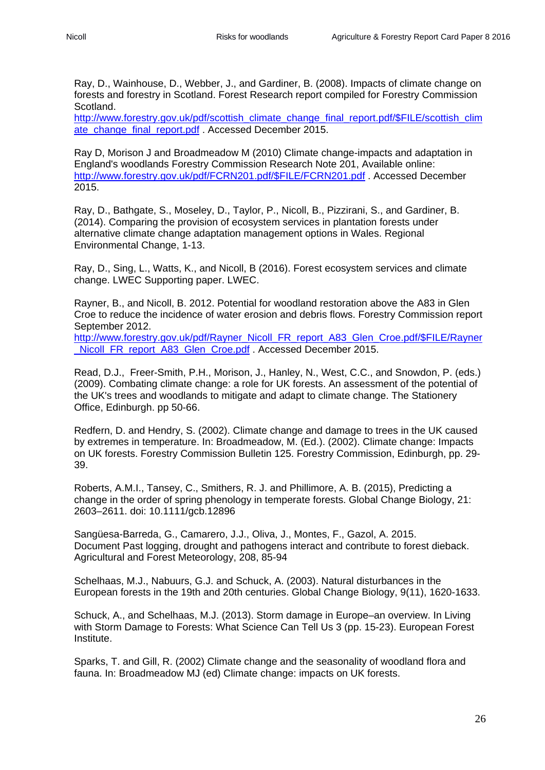Ray, D., Wainhouse, D., Webber, J., and Gardiner, B. (2008). Impacts of climate change on forests and forestry in Scotland. Forest Research report compiled for Forestry Commission Scotland.
http://www.forestry.gov.uk/pdf/scottish_climate_change_final_report.pdf/$FILE/scottish_climate_change_final_report.pdf . Accessed December 2015.

Ray D, Morison J and Broadmeadow M (2010) Climate change-impacts and adaptation in England's woodlands Forestry Commission Research Note 201, Available online: http://www.forestry.gov.uk/pdf/FCRN201.pdf/$FILE/FCRN201.pdf . Accessed December 2015.

Ray, D., Bathgate, S., Moseley, D., Taylor, P., Nicoll, B., Pizzirani, S., and Gardiner, B. (2014). Comparing the provision of ecosystem services in plantation forests under alternative climate change adaptation management options in Wales. Regional Environmental Change, 1-13.

Ray, D., Sing, L., Watts, K., and Nicoll, B (2016). Forest ecosystem services and climate change. LWEC Supporting paper. LWEC.

Rayner, B., and Nicoll, B. 2012. Potential for woodland restoration above the A83 in Glen Croe to reduce the incidence of water erosion and debris flows. Forestry Commission report September 2012.
http://www.forestry.gov.uk/pdf/Rayner_Nicoll_FR_report_A83_Glen_Croe.pdf/$FILE/Rayner_Nicoll_FR_report_A83_Glen_Croe.pdf . Accessed December 2015.

Read, D.J., Freer-Smith, P.H., Morison, J., Hanley, N., West, C.C., and Snowdon, P. (eds.) (2009). Combating climate change: a role for UK forests. An assessment of the potential of the UK's trees and woodlands to mitigate and adapt to climate change. The Stationery Office, Edinburgh. pp 50-66.

Redfern, D. and Hendry, S. (2002). Climate change and damage to trees in the UK caused by extremes in temperature. In: Broadmeadow, M. (Ed.). (2002). Climate change: Impacts on UK forests. Forestry Commission Bulletin 125. Forestry Commission, Edinburgh, pp. 29-39.

Roberts, A.M.I., Tansey, C., Smithers, R. J. and Phillimore, A. B. (2015), Predicting a change in the order of spring phenology in temperate forests. Global Change Biology, 21: 2603–2611. doi: 10.1111/gcb.12896

Sangüesa-Barreda, G., Camarero, J.J., Oliva, J., Montes, F., Gazol, A. 2015. Document Past logging, drought and pathogens interact and contribute to forest dieback. Agricultural and Forest Meteorology, 208, 85-94

Schelhaas, M.J., Nabuurs, G.J. and Schuck, A. (2003). Natural disturbances in the European forests in the 19th and 20th centuries. Global Change Biology, 9(11), 1620-1633.

Schuck, A., and Schelhaas, M.J. (2013). Storm damage in Europe–an overview. In Living with Storm Damage to Forests: What Science Can Tell Us 3 (pp. 15-23). European Forest Institute.

Sparks, T. and Gill, R. (2002) Climate change and the seasonality of woodland flora and fauna. In: Broadmeadow MJ (ed) Climate change: impacts on UK forests.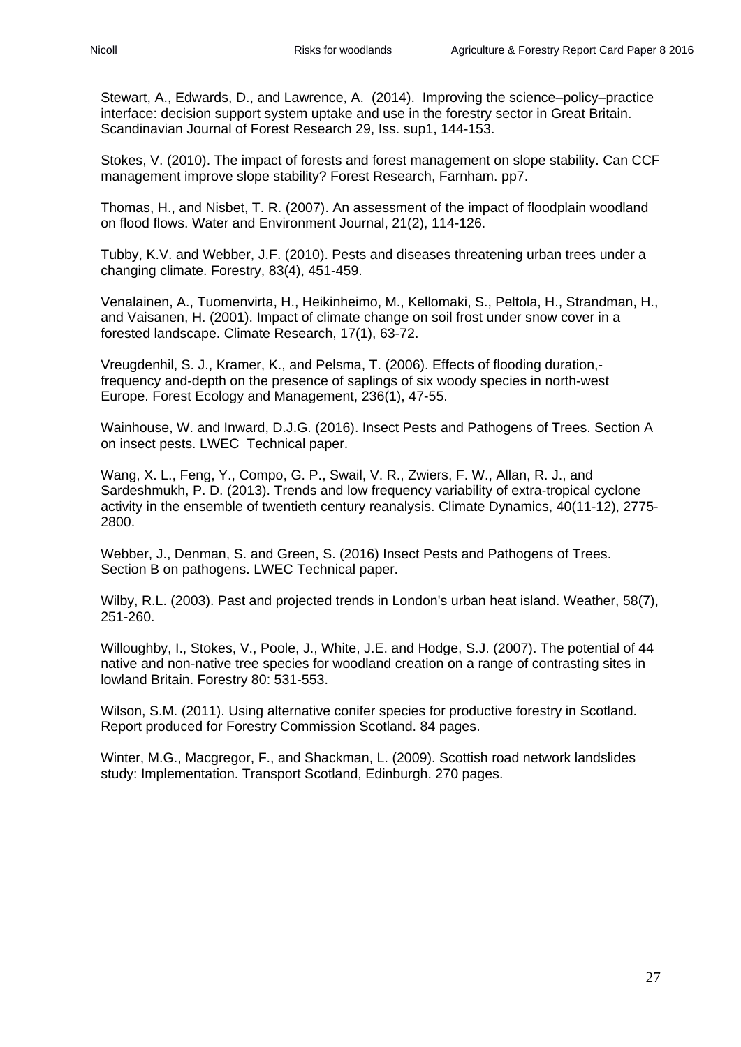Stewart, A., Edwards, D., and Lawrence, A. (2014). Improving the science–policy–practice interface: decision support system uptake and use in the forestry sector in Great Britain. Scandinavian Journal of Forest Research 29, Iss. sup1, 144-153.

Stokes, V. (2010). The impact of forests and forest management on slope stability. Can CCF management improve slope stability? Forest Research, Farnham. pp7.

Thomas, H., and Nisbet, T. R. (2007). An assessment of the impact of floodplain woodland on flood flows. Water and Environment Journal, 21(2), 114-126.

Tubby, K.V. and Webber, J.F. (2010). Pests and diseases threatening urban trees under a changing climate. Forestry, 83(4), 451-459.

Venalainen, A., Tuomenvirta, H., Heikinheimo, M., Kellomaki, S., Peltola, H., Strandman, H., and Vaisanen, H. (2001). Impact of climate change on soil frost under snow cover in a forested landscape. Climate Research, 17(1), 63-72.

Vreugdenhil, S. J., Kramer, K., and Pelsma, T. (2006). Effects of flooding duration,-frequency and-depth on the presence of saplings of six woody species in north-west Europe. Forest Ecology and Management, 236(1), 47-55.

Wainhouse, W. and Inward, D.J.G. (2016). Insect Pests and Pathogens of Trees. Section A on insect pests. LWEC Technical paper.

Wang, X. L., Feng, Y., Compo, G. P., Swail, V. R., Zwiers, F. W., Allan, R. J., and Sardeshmukh, P. D. (2013). Trends and low frequency variability of extra-tropical cyclone activity in the ensemble of twentieth century reanalysis. Climate Dynamics, 40(11-12), 2775-2800.

Webber, J., Denman, S. and Green, S. (2016) Insect Pests and Pathogens of Trees. Section B on pathogens. LWEC Technical paper.

Wilby, R.L. (2003). Past and projected trends in London's urban heat island. Weather, 58(7), 251-260.

Willoughby, I., Stokes, V., Poole, J., White, J.E. and Hodge, S.J. (2007). The potential of 44 native and non-native tree species for woodland creation on a range of contrasting sites in lowland Britain. Forestry 80: 531-553.

Wilson, S.M. (2011). Using alternative conifer species for productive forestry in Scotland. Report produced for Forestry Commission Scotland. 84 pages.

Winter, M.G., Macgregor, F., and Shackman, L. (2009). Scottish road network landslides study: Implementation. Transport Scotland, Edinburgh. 270 pages.